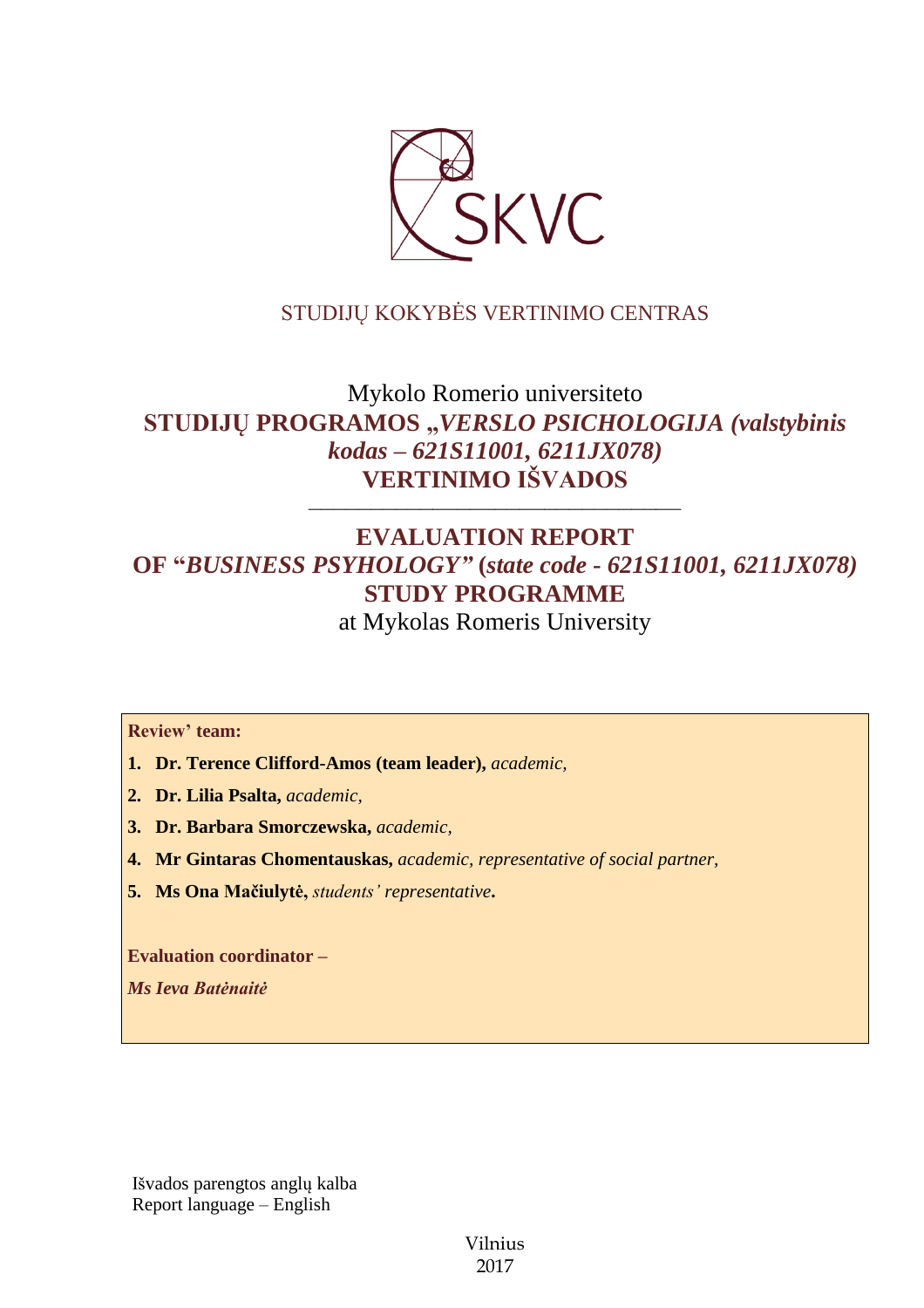STUDIJŲ KOKYBĖS VERTINIMO CENTRAS

Mykolo Romerio universiteto

**STUDIJŲ PROGRAMOS „*VERSLO PSICHOLOGIJA (valstybinis kodas – 621S11001, 6211JX078)* VERTINIMO IŠVADOS**

---

**EVALUATION REPORT OF “*BUSINESS PSYHOLOGY”* (*state code - 621S11001, 6211JX078)* STUDY PROGRAMME**

at Mykolas Romeris University

**Review' team:**

1. **Dr. Terence Clifford-Amos (team leader),** *academic,*
2. **Dr. Lilia Psalta,** *academic,*
3. **Dr. Barbara Smorczewska,** *academic,*
4. **Mr Gintaras Chomentauskas,** *academic, representative of social partner,*
5. **Ms Ona Mačiulytė,** *students' representative***.**

**Evaluation coordinator –**

***Ms Ieva Batėnaitė***

Išvados parengtos anglų kalba
Report language – English

Vilnius
2017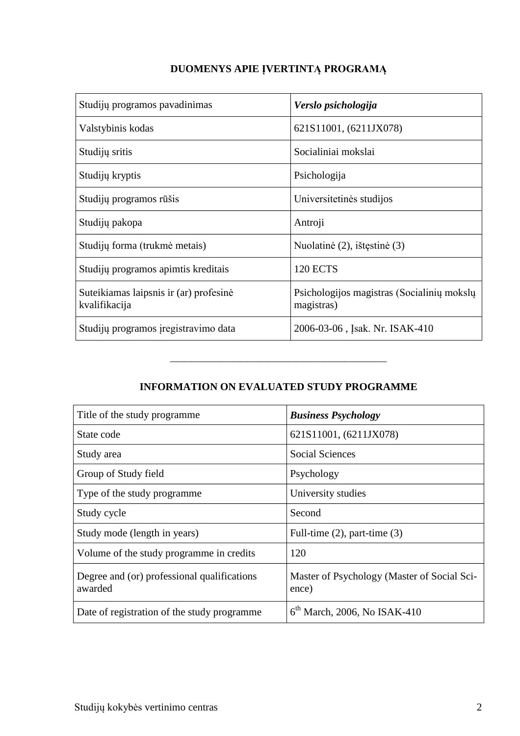## DUOMENYS APIE ĮVERTINTĄ PROGRAMĄ

| Studijų programos pavadinimas | ***Verslo psichologija*** |
|---|---|
| Valstybinis kodas | 621S11001, (6211JX078) |
| Studijų sritis | Socialiniai mokslai |
| Studijų kryptis | Psichologija |
| Studijų programos rūšis | Universitetinės studijos |
| Studijų pakopa | Antroji |
| Studijų forma (trukmė metais) | Nuolatinė (2), ištęstinė (3) |
| Studijų programos apimtis kreditais | 120 ECTS |
| Suteikiamas laipsnis ir (ar) profesinė kvalifikacija | Psichologijos magistras (Socialinių mokslų magistras) |
| Studijų programos įregistravimo data | 2006-03-06 , Įsak. Nr. ISAK-410 |

---

## INFORMATION ON EVALUATED STUDY PROGRAMME

| Title of the study programme | ***Business Psychology*** |
|---|---|
| State code | 621S11001, (6211JX078) |
| Study area | Social Sciences |
| Group of Study field | Psychology |
| Type of the study programme | University studies |
| Study cycle | Second |
| Study mode (length in years) | Full-time (2), part-time (3) |
| Volume of the study programme in credits | 120 |
| Degree and (or) professional qualifications awarded | Master of Psychology (Master of Social Science) |
| Date of registration of the study programme | 6th March, 2006, No ISAK-410 |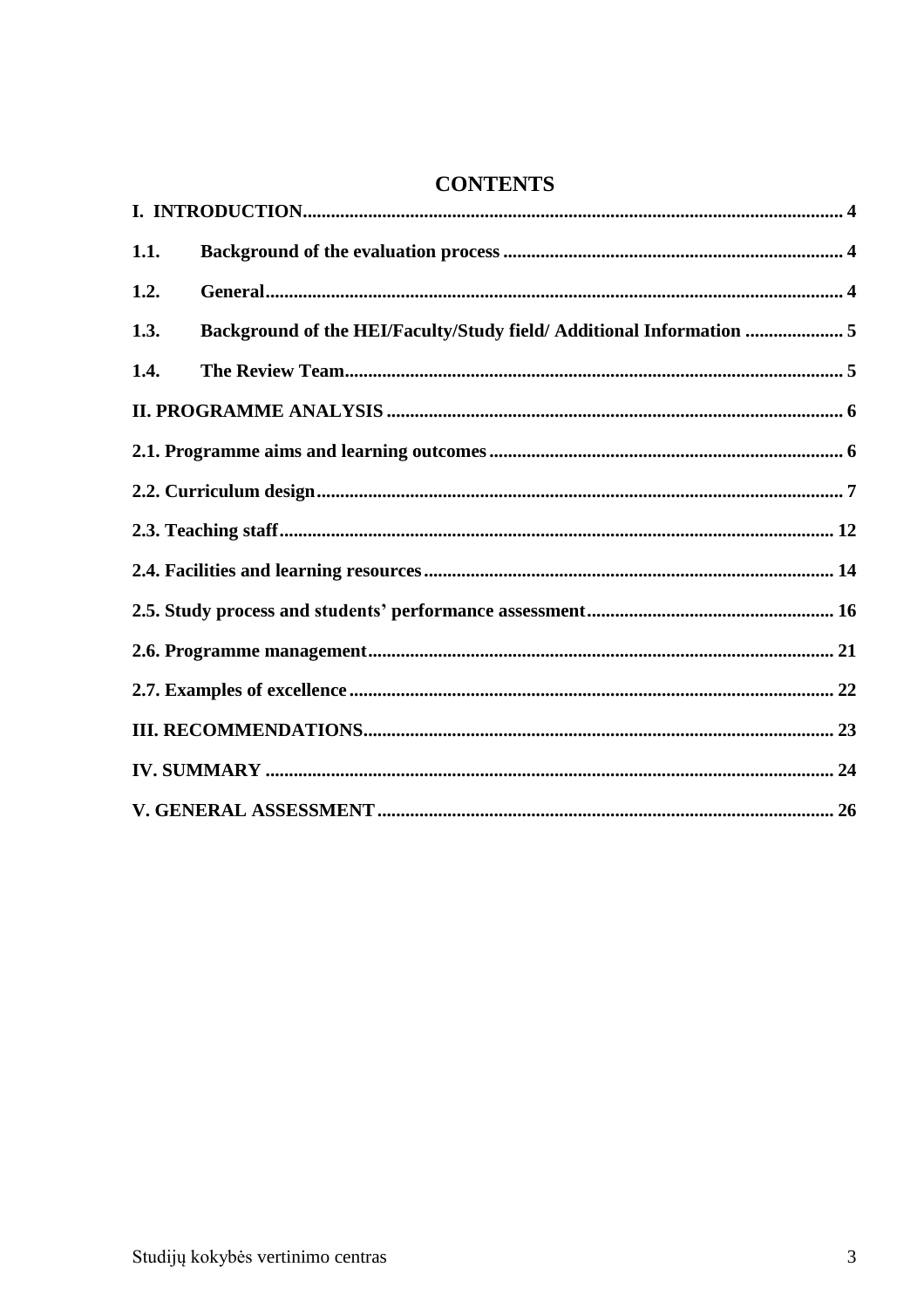# CONTENTS

**I. INTRODUCTION** ... 4

**1.1. Background of the evaluation process** ... 4

**1.2. General** ... 4

**1.3. Background of the HEI/Faculty/Study field/ Additional Information** ... 5

**1.4. The Review Team** ... 5

**II. PROGRAMME ANALYSIS** ... 6

**2.1. Programme aims and learning outcomes** ... 6

**2.2. Curriculum design** ... 7

**2.3. Teaching staff** ... 12

**2.4. Facilities and learning resources** ... 14

**2.5. Study process and students' performance assessment** ... 16

**2.6. Programme management** ... 21

**2.7. Examples of excellence** ... 22

**III. RECOMMENDATIONS** ... 23

**IV. SUMMARY** ... 24

**V. GENERAL ASSESSMENT** ... 26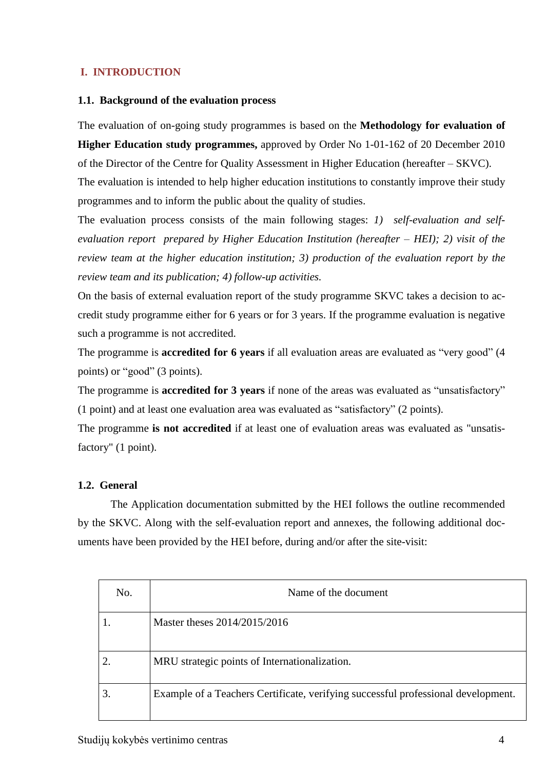## I. INTRODUCTION

### 1.1. Background of the evaluation process

The evaluation of on-going study programmes is based on the **Methodology for evaluation of Higher Education study programmes,** approved by Order No 1-01-162 of 20 December 2010 of the Director of the Centre for Quality Assessment in Higher Education (hereafter – SKVC).

The evaluation is intended to help higher education institutions to constantly improve their study programmes and to inform the public about the quality of studies.

The evaluation process consists of the main following stages: *1) self-evaluation and self-evaluation report prepared by Higher Education Institution (hereafter – HEI); 2) visit of the review team at the higher education institution; 3) production of the evaluation report by the review team and its publication; 4) follow-up activities.*

On the basis of external evaluation report of the study programme SKVC takes a decision to accredit study programme either for 6 years or for 3 years. If the programme evaluation is negative such a programme is not accredited.

The programme is **accredited for 6 years** if all evaluation areas are evaluated as "very good" (4 points) or "good" (3 points).

The programme is **accredited for 3 years** if none of the areas was evaluated as "unsatisfactory" (1 point) and at least one evaluation area was evaluated as "satisfactory" (2 points).

The programme **is not accredited** if at least one of evaluation areas was evaluated as "unsatisfactory" (1 point).

### 1.2. General

The Application documentation submitted by the HEI follows the outline recommended by the SKVC. Along with the self-evaluation report and annexes, the following additional documents have been provided by the HEI before, during and/or after the site-visit:

| No. | Name of the document |
|---|---|
| 1. | Master theses 2014/2015/2016 |
| 2. | MRU strategic points of Internationalization. |
| 3. | Example of a Teachers Certificate, verifying successful professional development. |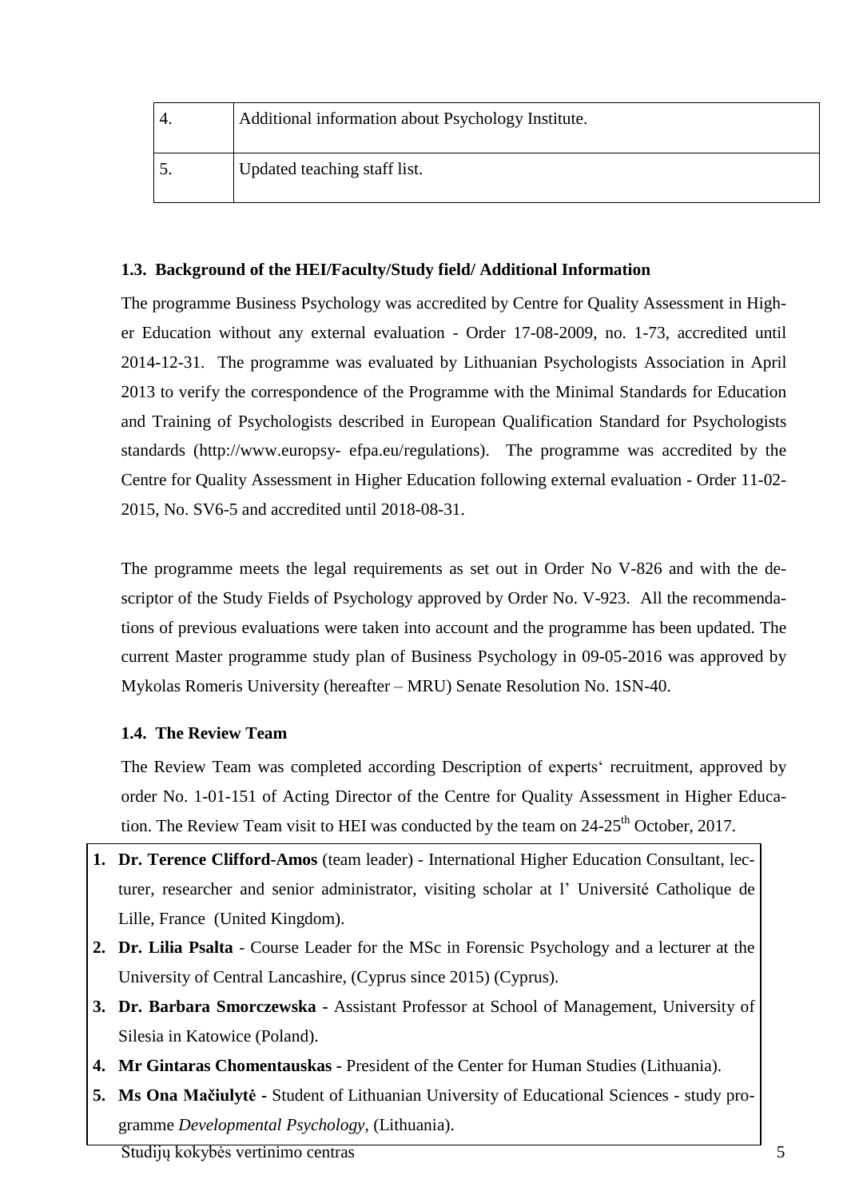| 4. | Additional information about Psychology Institute. |
| --- | --- |
| 5. | Updated teaching staff list. |

### 1.3. Background of the HEI/Faculty/Study field/ Additional Information

The programme Business Psychology was accredited by Centre for Quality Assessment in Higher Education without any external evaluation - Order 17-08-2009, no. 1-73, accredited until 2014-12-31. The programme was evaluated by Lithuanian Psychologists Association in April 2013 to verify the correspondence of the Programme with the Minimal Standards for Education and Training of Psychologists described in European Qualification Standard for Psychologists standards (http://www.europsy- efpa.eu/regulations). The programme was accredited by the Centre for Quality Assessment in Higher Education following external evaluation - Order 11-02-2015, No. SV6-5 and accredited until 2018-08-31.

The programme meets the legal requirements as set out in Order No V-826 and with the descriptor of the Study Fields of Psychology approved by Order No. V-923. All the recommendations of previous evaluations were taken into account and the programme has been updated. The current Master programme study plan of Business Psychology in 09-05-2016 was approved by Mykolas Romeris University (hereafter – MRU) Senate Resolution No. 1SN-40.

### 1.4. The Review Team

The Review Team was completed according Description of experts' recruitment, approved by order No. 1-01-151 of Acting Director of the Centre for Quality Assessment in Higher Education. The Review Team visit to HEI was conducted by the team on 24-25th October, 2017.

1. **Dr. Terence Clifford-Amos** (team leader) - International Higher Education Consultant, lecturer, researcher and senior administrator, visiting scholar at l' Université Catholique de Lille, France (United Kingdom).
2. **Dr. Lilia Psalta** - Course Leader for the MSc in Forensic Psychology and a lecturer at the University of Central Lancashire, (Cyprus since 2015) (Cyprus).
3. **Dr. Barbara Smorczewska** - Assistant Professor at School of Management, University of Silesia in Katowice (Poland).
4. **Mr Gintaras Chomentauskas** - President of the Center for Human Studies (Lithuania).
5. **Ms Ona Mačiulytė** - Student of Lithuanian University of Educational Sciences - study programme *Developmental Psychology*, (Lithuania).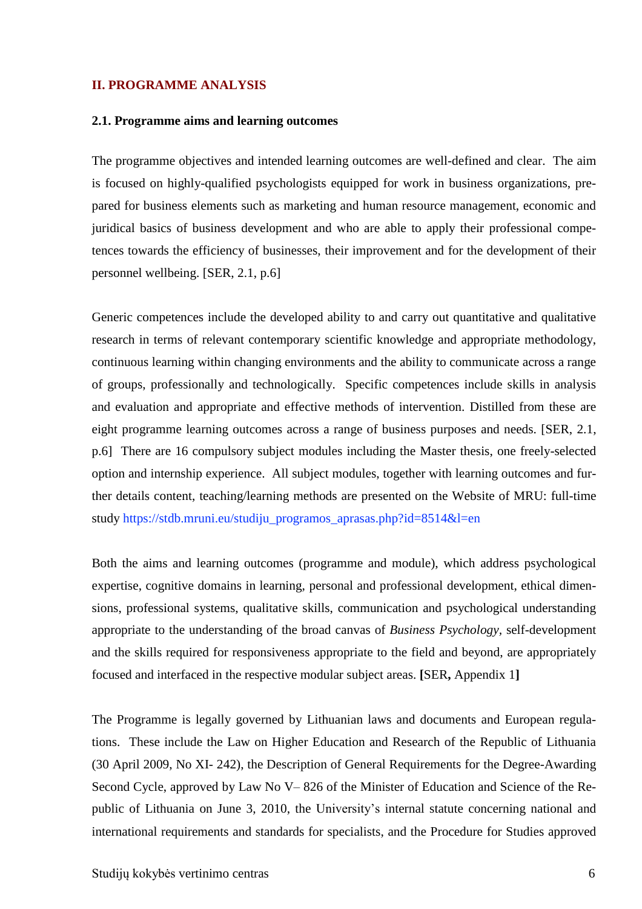## II. PROGRAMME ANALYSIS

### 2.1. Programme aims and learning outcomes

The programme objectives and intended learning outcomes are well-defined and clear. The aim is focused on highly-qualified psychologists equipped for work in business organizations, prepared for business elements such as marketing and human resource management, economic and juridical basics of business development and who are able to apply their professional competences towards the efficiency of businesses, their improvement and for the development of their personnel wellbeing. [SER, 2.1, p.6]

Generic competences include the developed ability to and carry out quantitative and qualitative research in terms of relevant contemporary scientific knowledge and appropriate methodology, continuous learning within changing environments and the ability to communicate across a range of groups, professionally and technologically. Specific competences include skills in analysis and evaluation and appropriate and effective methods of intervention. Distilled from these are eight programme learning outcomes across a range of business purposes and needs. [SER, 2.1, p.6] There are 16 compulsory subject modules including the Master thesis, one freely-selected option and internship experience. All subject modules, together with learning outcomes and further details content, teaching/learning methods are presented on the Website of MRU: full-time study https://stdb.mruni.eu/studiju_programos_aprasas.php?id=8514&l=en

Both the aims and learning outcomes (programme and module), which address psychological expertise, cognitive domains in learning, personal and professional development, ethical dimensions, professional systems, qualitative skills, communication and psychological understanding appropriate to the understanding of the broad canvas of *Business Psychology*, self-development and the skills required for responsiveness appropriate to the field and beyond, are appropriately focused and interfaced in the respective modular subject areas. **[**SER**,** Appendix 1**]**

The Programme is legally governed by Lithuanian laws and documents and European regulations. These include the Law on Higher Education and Research of the Republic of Lithuania (30 April 2009, No XI- 242), the Description of General Requirements for the Degree-Awarding Second Cycle, approved by Law No V– 826 of the Minister of Education and Science of the Republic of Lithuania on June 3, 2010, the University's internal statute concerning national and international requirements and standards for specialists, and the Procedure for Studies approved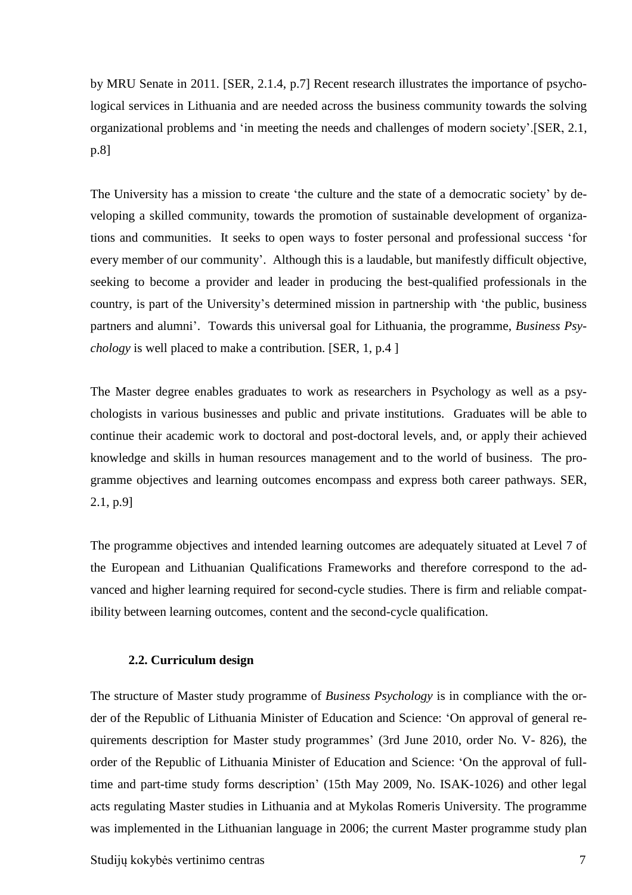by MRU Senate in 2011. [SER, 2.1.4, p.7] Recent research illustrates the importance of psychological services in Lithuania and are needed across the business community towards the solving organizational problems and 'in meeting the needs and challenges of modern society'.[SER, 2.1, p.8]

The University has a mission to create 'the culture and the state of a democratic society' by developing a skilled community, towards the promotion of sustainable development of organizations and communities. It seeks to open ways to foster personal and professional success 'for every member of our community'. Although this is a laudable, but manifestly difficult objective, seeking to become a provider and leader in producing the best-qualified professionals in the country, is part of the University's determined mission in partnership with 'the public, business partners and alumni'. Towards this universal goal for Lithuania, the programme, *Business Psychology* is well placed to make a contribution. [SER, 1, p.4 ]

The Master degree enables graduates to work as researchers in Psychology as well as a psychologists in various businesses and public and private institutions. Graduates will be able to continue their academic work to doctoral and post-doctoral levels, and, or apply their achieved knowledge and skills in human resources management and to the world of business. The programme objectives and learning outcomes encompass and express both career pathways. SER, 2.1, p.9]

The programme objectives and intended learning outcomes are adequately situated at Level 7 of the European and Lithuanian Qualifications Frameworks and therefore correspond to the advanced and higher learning required for second-cycle studies. There is firm and reliable compatibility between learning outcomes, content and the second-cycle qualification.

### 2.2. Curriculum design

The structure of Master study programme of *Business Psychology* is in compliance with the order of the Republic of Lithuania Minister of Education and Science: 'On approval of general requirements description for Master study programmes' (3rd June 2010, order No. V- 826), the order of the Republic of Lithuania Minister of Education and Science: 'On the approval of full-time and part-time study forms description' (15th May 2009, No. ISAK-1026) and other legal acts regulating Master studies in Lithuania and at Mykolas Romeris University. The programme was implemented in the Lithuanian language in 2006; the current Master programme study plan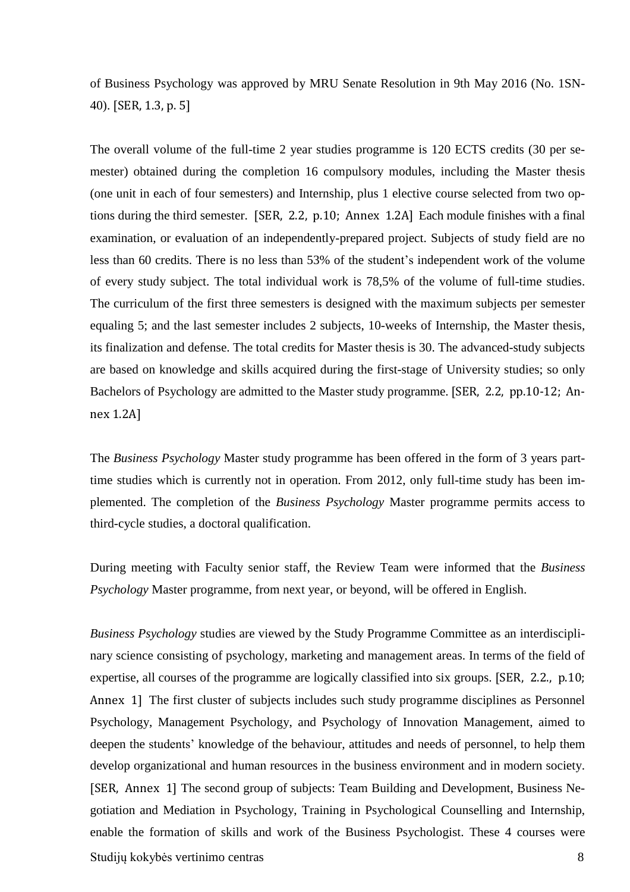of Business Psychology was approved by MRU Senate Resolution in 9th May 2016 (No. 1SN-40). [SER, 1.3, p. 5]

The overall volume of the full-time 2 year studies programme is 120 ECTS credits (30 per semester) obtained during the completion 16 compulsory modules, including the Master thesis (one unit in each of four semesters) and Internship, plus 1 elective course selected from two options during the third semester. [SER, 2.2, p.10; Annex 1.2A] Each module finishes with a final examination, or evaluation of an independently-prepared project. Subjects of study field are no less than 60 credits. There is no less than 53% of the student's independent work of the volume of every study subject. The total individual work is 78,5% of the volume of full-time studies. The curriculum of the first three semesters is designed with the maximum subjects per semester equaling 5; and the last semester includes 2 subjects, 10-weeks of Internship, the Master thesis, its finalization and defense. The total credits for Master thesis is 30. The advanced-study subjects are based on knowledge and skills acquired during the first-stage of University studies; so only Bachelors of Psychology are admitted to the Master study programme. [SER, 2.2, pp.10-12; Annex 1.2A]

The *Business Psychology* Master study programme has been offered in the form of 3 years part-time studies which is currently not in operation. From 2012, only full-time study has been implemented. The completion of the *Business Psychology* Master programme permits access to third-cycle studies, a doctoral qualification.

During meeting with Faculty senior staff, the Review Team were informed that the *Business Psychology* Master programme, from next year, or beyond, will be offered in English.

*Business Psychology* studies are viewed by the Study Programme Committee as an interdisciplinary science consisting of psychology, marketing and management areas. In terms of the field of expertise, all courses of the programme are logically classified into six groups. [SER, 2.2., p.10; Annex 1] The first cluster of subjects includes such study programme disciplines as Personnel Psychology, Management Psychology, and Psychology of Innovation Management, aimed to deepen the students' knowledge of the behaviour, attitudes and needs of personnel, to help them develop organizational and human resources in the business environment and in modern society. [SER, Annex 1] The second group of subjects: Team Building and Development, Business Negotiation and Mediation in Psychology, Training in Psychological Counselling and Internship, enable the formation of skills and work of the Business Psychologist. These 4 courses were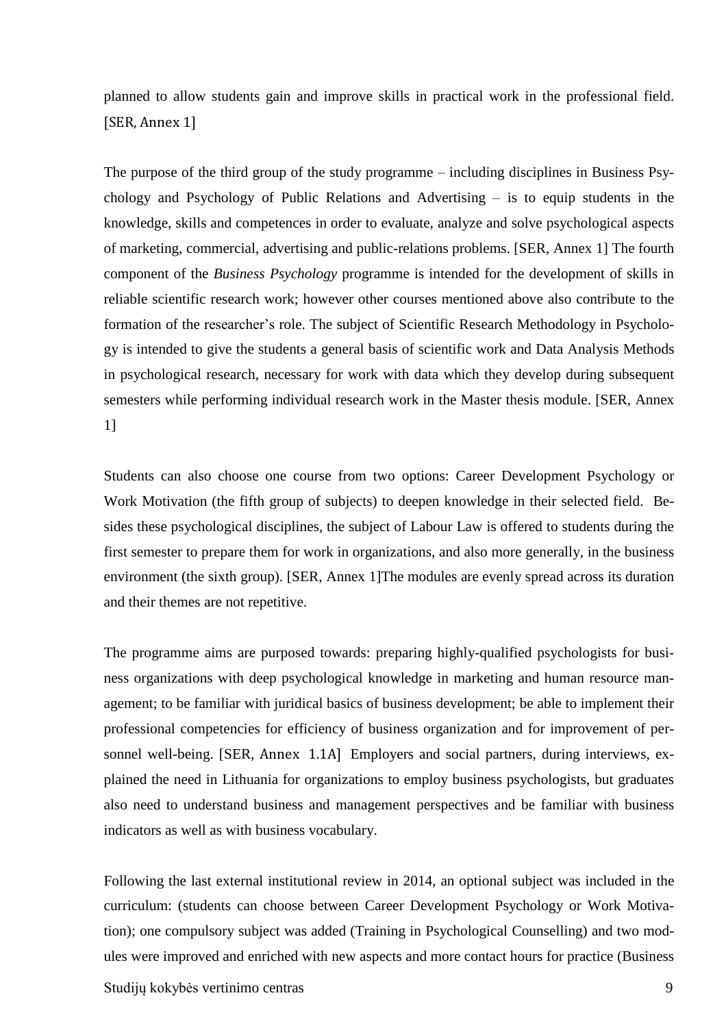planned to allow students gain and improve skills in practical work in the professional field. [SER, Annex 1]

The purpose of the third group of the study programme – including disciplines in Business Psychology and Psychology of Public Relations and Advertising – is to equip students in the knowledge, skills and competences in order to evaluate, analyze and solve psychological aspects of marketing, commercial, advertising and public-relations problems. [SER, Annex 1] The fourth component of the *Business Psychology* programme is intended for the development of skills in reliable scientific research work; however other courses mentioned above also contribute to the formation of the researcher's role. The subject of Scientific Research Methodology in Psychology is intended to give the students a general basis of scientific work and Data Analysis Methods in psychological research, necessary for work with data which they develop during subsequent semesters while performing individual research work in the Master thesis module. [SER, Annex 1]

Students can also choose one course from two options: Career Development Psychology or Work Motivation (the fifth group of subjects) to deepen knowledge in their selected field. Besides these psychological disciplines, the subject of Labour Law is offered to students during the first semester to prepare them for work in organizations, and also more generally, in the business environment (the sixth group). [SER, Annex 1]The modules are evenly spread across its duration and their themes are not repetitive.

The programme aims are purposed towards: preparing highly-qualified psychologists for business organizations with deep psychological knowledge in marketing and human resource management; to be familiar with juridical basics of business development; be able to implement their professional competencies for efficiency of business organization and for improvement of personnel well-being. [SER, Annex 1.1A] Employers and social partners, during interviews, explained the need in Lithuania for organizations to employ business psychologists, but graduates also need to understand business and management perspectives and be familiar with business indicators as well as with business vocabulary.

Following the last external institutional review in 2014, an optional subject was included in the curriculum: (students can choose between Career Development Psychology or Work Motivation); one compulsory subject was added (Training in Psychological Counselling) and two modules were improved and enriched with new aspects and more contact hours for practice (Business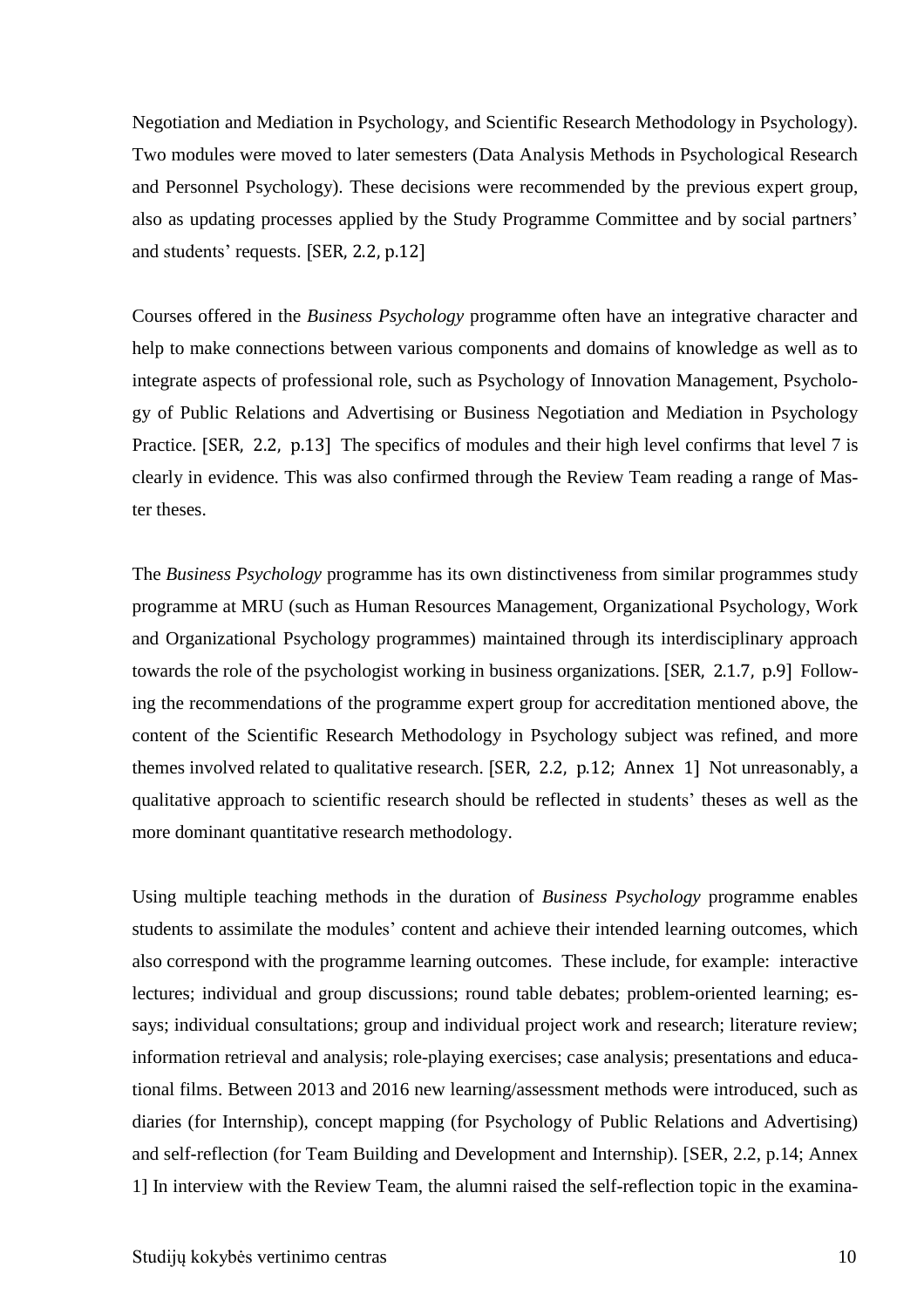Negotiation and Mediation in Psychology, and Scientific Research Methodology in Psychology). Two modules were moved to later semesters (Data Analysis Methods in Psychological Research and Personnel Psychology). These decisions were recommended by the previous expert group, also as updating processes applied by the Study Programme Committee and by social partners' and students' requests. [SER, 2.2, p.12]

Courses offered in the *Business Psychology* programme often have an integrative character and help to make connections between various components and domains of knowledge as well as to integrate aspects of professional role, such as Psychology of Innovation Management, Psychology of Public Relations and Advertising or Business Negotiation and Mediation in Psychology Practice. [SER, 2.2, p.13] The specifics of modules and their high level confirms that level 7 is clearly in evidence. This was also confirmed through the Review Team reading a range of Master theses.

The *Business Psychology* programme has its own distinctiveness from similar programmes study programme at MRU (such as Human Resources Management, Organizational Psychology, Work and Organizational Psychology programmes) maintained through its interdisciplinary approach towards the role of the psychologist working in business organizations. [SER, 2.1.7, p.9] Following the recommendations of the programme expert group for accreditation mentioned above, the content of the Scientific Research Methodology in Psychology subject was refined, and more themes involved related to qualitative research. [SER, 2.2, p.12; Annex 1] Not unreasonably, a qualitative approach to scientific research should be reflected in students' theses as well as the more dominant quantitative research methodology.

Using multiple teaching methods in the duration of *Business Psychology* programme enables students to assimilate the modules' content and achieve their intended learning outcomes, which also correspond with the programme learning outcomes. These include, for example: interactive lectures; individual and group discussions; round table debates; problem-oriented learning; essays; individual consultations; group and individual project work and research; literature review; information retrieval and analysis; role-playing exercises; case analysis; presentations and educational films. Between 2013 and 2016 new learning/assessment methods were introduced, such as diaries (for Internship), concept mapping (for Psychology of Public Relations and Advertising) and self-reflection (for Team Building and Development and Internship). [SER, 2.2, p.14; Annex 1] In interview with the Review Team, the alumni raised the self-reflection topic in the examina-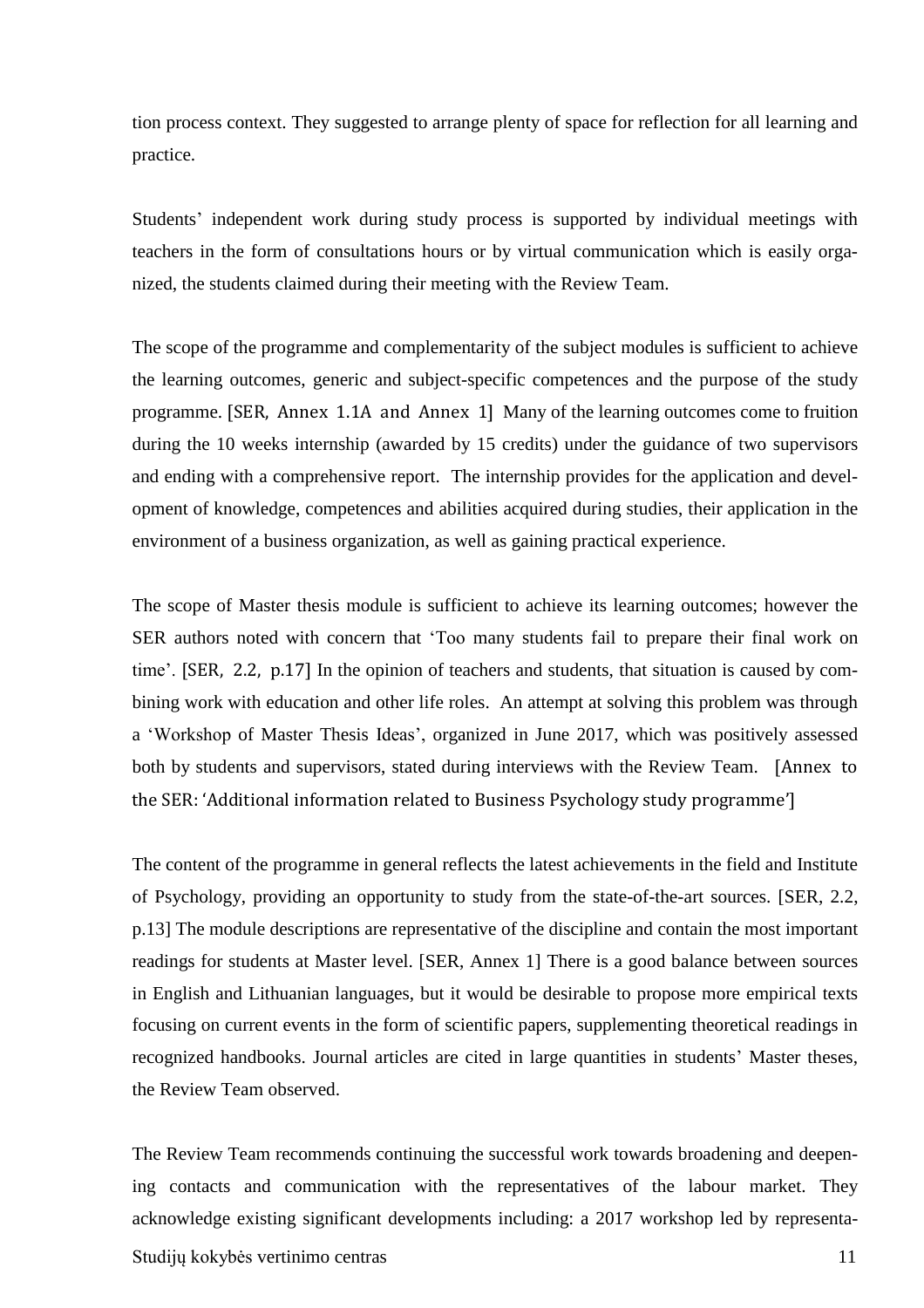tion process context. They suggested to arrange plenty of space for reflection for all learning and practice.

Students' independent work during study process is supported by individual meetings with teachers in the form of consultations hours or by virtual communication which is easily organized, the students claimed during their meeting with the Review Team.

The scope of the programme and complementarity of the subject modules is sufficient to achieve the learning outcomes, generic and subject-specific competences and the purpose of the study programme. [SER, Annex 1.1A and Annex 1] Many of the learning outcomes come to fruition during the 10 weeks internship (awarded by 15 credits) under the guidance of two supervisors and ending with a comprehensive report. The internship provides for the application and development of knowledge, competences and abilities acquired during studies, their application in the environment of a business organization, as well as gaining practical experience.

The scope of Master thesis module is sufficient to achieve its learning outcomes; however the SER authors noted with concern that 'Too many students fail to prepare their final work on time'. [SER, 2.2, p.17] In the opinion of teachers and students, that situation is caused by combining work with education and other life roles. An attempt at solving this problem was through a 'Workshop of Master Thesis Ideas', organized in June 2017, which was positively assessed both by students and supervisors, stated during interviews with the Review Team. [Annex to the SER: 'Additional information related to Business Psychology study programme']

The content of the programme in general reflects the latest achievements in the field and Institute of Psychology, providing an opportunity to study from the state-of-the-art sources. [SER, 2.2, p.13] The module descriptions are representative of the discipline and contain the most important readings for students at Master level. [SER, Annex 1] There is a good balance between sources in English and Lithuanian languages, but it would be desirable to propose more empirical texts focusing on current events in the form of scientific papers, supplementing theoretical readings in recognized handbooks. Journal articles are cited in large quantities in students' Master theses, the Review Team observed.

The Review Team recommends continuing the successful work towards broadening and deepening contacts and communication with the representatives of the labour market. They acknowledge existing significant developments including: a 2017 workshop led by representa-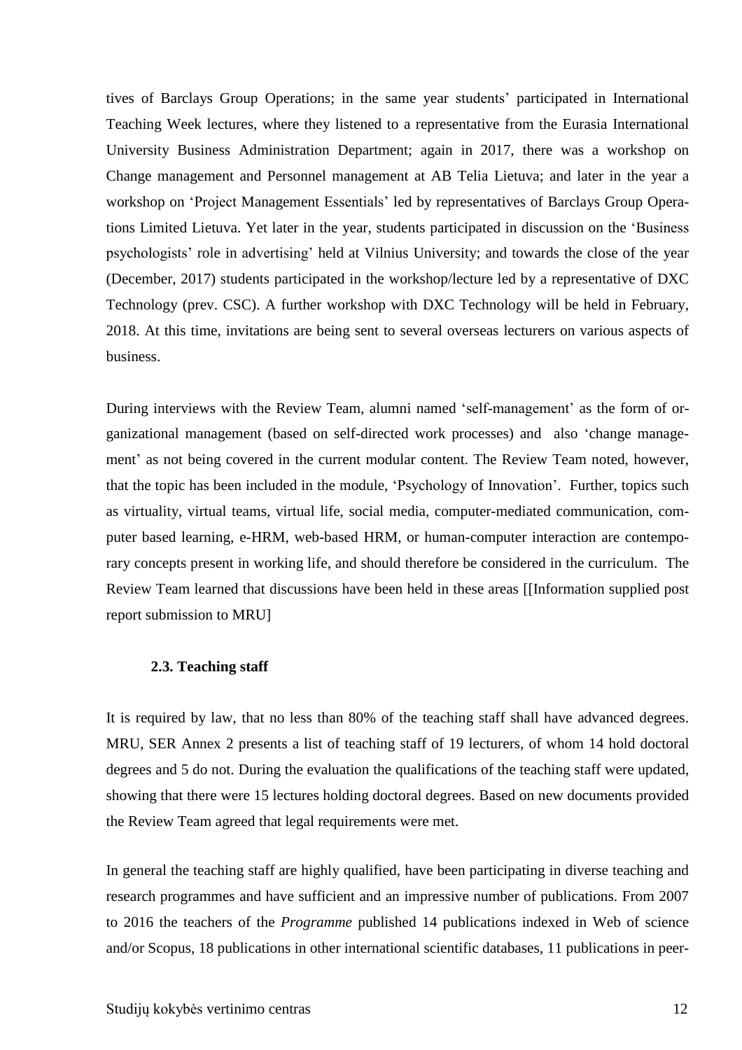tives of Barclays Group Operations; in the same year students' participated in International Teaching Week lectures, where they listened to a representative from the Eurasia International University Business Administration Department; again in 2017, there was a workshop on Change management and Personnel management at AB Telia Lietuva; and later in the year a workshop on 'Project Management Essentials' led by representatives of Barclays Group Operations Limited Lietuva. Yet later in the year, students participated in discussion on the 'Business psychologists' role in advertising' held at Vilnius University; and towards the close of the year (December, 2017) students participated in the workshop/lecture led by a representative of DXC Technology (prev. CSC). A further workshop with DXC Technology will be held in February, 2018. At this time, invitations are being sent to several overseas lecturers on various aspects of business.

During interviews with the Review Team, alumni named 'self-management' as the form of organizational management (based on self-directed work processes) and also 'change management' as not being covered in the current modular content. The Review Team noted, however, that the topic has been included in the module, 'Psychology of Innovation'. Further, topics such as virtuality, virtual teams, virtual life, social media, computer-mediated communication, computer based learning, e-HRM, web-based HRM, or human-computer interaction are contemporary concepts present in working life, and should therefore be considered in the curriculum. The Review Team learned that discussions have been held in these areas [[Information supplied post report submission to MRU]

### 2.3. Teaching staff

It is required by law, that no less than 80% of the teaching staff shall have advanced degrees. MRU, SER Annex 2 presents a list of teaching staff of 19 lecturers, of whom 14 hold doctoral degrees and 5 do not. During the evaluation the qualifications of the teaching staff were updated, showing that there were 15 lectures holding doctoral degrees. Based on new documents provided the Review Team agreed that legal requirements were met.

In general the teaching staff are highly qualified, have been participating in diverse teaching and research programmes and have sufficient and an impressive number of publications. From 2007 to 2016 the teachers of the *Programme* published 14 publications indexed in Web of science and/or Scopus, 18 publications in other international scientific databases, 11 publications in peer-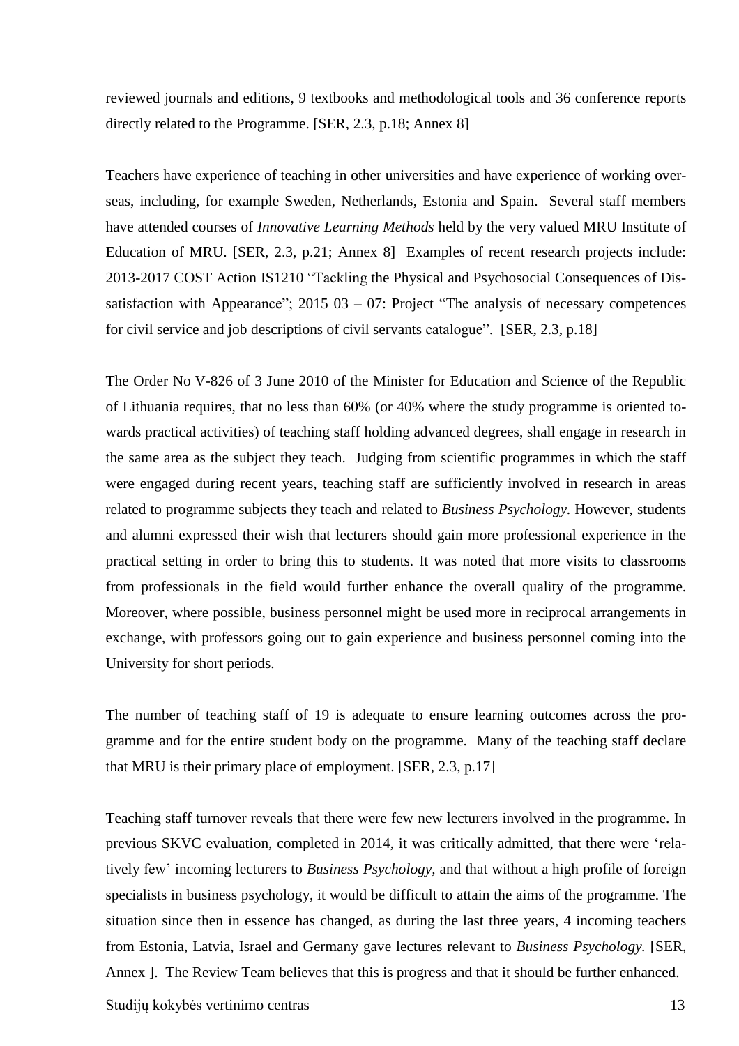reviewed journals and editions, 9 textbooks and methodological tools and 36 conference reports directly related to the Programme. [SER, 2.3, p.18; Annex 8]

Teachers have experience of teaching in other universities and have experience of working overseas, including, for example Sweden, Netherlands, Estonia and Spain. Several staff members have attended courses of *Innovative Learning Methods* held by the very valued MRU Institute of Education of MRU. [SER, 2.3, p.21; Annex 8] Examples of recent research projects include: 2013-2017 COST Action IS1210 "Tackling the Physical and Psychosocial Consequences of Dissatisfaction with Appearance"; 2015 03 – 07: Project "The analysis of necessary competences for civil service and job descriptions of civil servants catalogue". [SER, 2.3, p.18]

The Order No V-826 of 3 June 2010 of the Minister for Education and Science of the Republic of Lithuania requires, that no less than 60% (or 40% where the study programme is oriented towards practical activities) of teaching staff holding advanced degrees, shall engage in research in the same area as the subject they teach. Judging from scientific programmes in which the staff were engaged during recent years, teaching staff are sufficiently involved in research in areas related to programme subjects they teach and related to *Business Psychology*. However, students and alumni expressed their wish that lecturers should gain more professional experience in the practical setting in order to bring this to students. It was noted that more visits to classrooms from professionals in the field would further enhance the overall quality of the programme. Moreover, where possible, business personnel might be used more in reciprocal arrangements in exchange, with professors going out to gain experience and business personnel coming into the University for short periods.

The number of teaching staff of 19 is adequate to ensure learning outcomes across the programme and for the entire student body on the programme. Many of the teaching staff declare that MRU is their primary place of employment. [SER, 2.3, p.17]

Teaching staff turnover reveals that there were few new lecturers involved in the programme. In previous SKVC evaluation, completed in 2014, it was critically admitted, that there were 'relatively few' incoming lecturers to *Business Psychology*, and that without a high profile of foreign specialists in business psychology, it would be difficult to attain the aims of the programme. The situation since then in essence has changed, as during the last three years, 4 incoming teachers from Estonia, Latvia, Israel and Germany gave lectures relevant to *Business Psychology*. [SER, Annex ]. The Review Team believes that this is progress and that it should be further enhanced.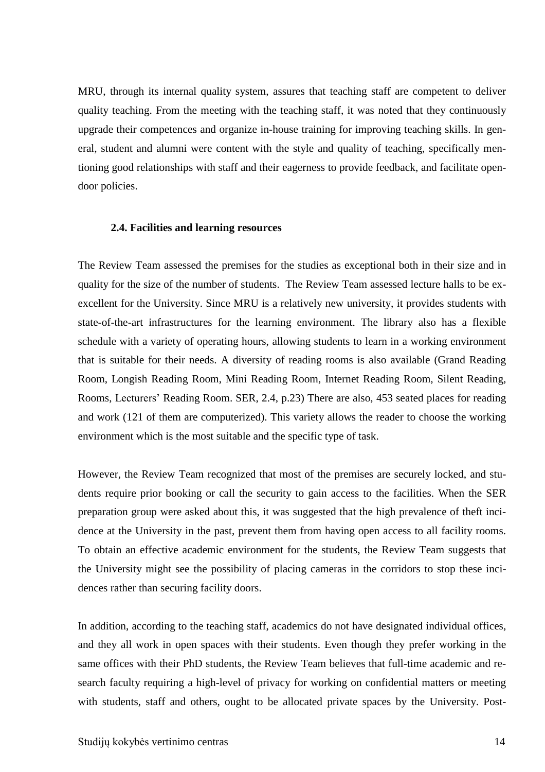MRU, through its internal quality system, assures that teaching staff are competent to deliver quality teaching. From the meeting with the teaching staff, it was noted that they continuously upgrade their competences and organize in-house training for improving teaching skills. In general, student and alumni were content with the style and quality of teaching, specifically mentioning good relationships with staff and their eagerness to provide feedback, and facilitate open-door policies.

### 2.4. Facilities and learning resources

The Review Team assessed the premises for the studies as exceptional both in their size and in quality for the size of the number of students. The Review Team assessed lecture halls to be ex-excellent for the University. Since MRU is a relatively new university, it provides students with state-of-the-art infrastructures for the learning environment. The library also has a flexible schedule with a variety of operating hours, allowing students to learn in a working environment that is suitable for their needs. A diversity of reading rooms is also available (Grand Reading Room, Longish Reading Room, Mini Reading Room, Internet Reading Room, Silent Reading, Rooms, Lecturers' Reading Room. SER, 2.4, p.23) There are also, 453 seated places for reading and work (121 of them are computerized). This variety allows the reader to choose the working environment which is the most suitable and the specific type of task.

However, the Review Team recognized that most of the premises are securely locked, and students require prior booking or call the security to gain access to the facilities. When the SER preparation group were asked about this, it was suggested that the high prevalence of theft incidence at the University in the past, prevent them from having open access to all facility rooms. To obtain an effective academic environment for the students, the Review Team suggests that the University might see the possibility of placing cameras in the corridors to stop these incidences rather than securing facility doors.

In addition, according to the teaching staff, academics do not have designated individual offices, and they all work in open spaces with their students. Even though they prefer working in the same offices with their PhD students, the Review Team believes that full-time academic and research faculty requiring a high-level of privacy for working on confidential matters or meeting with students, staff and others, ought to be allocated private spaces by the University. Post-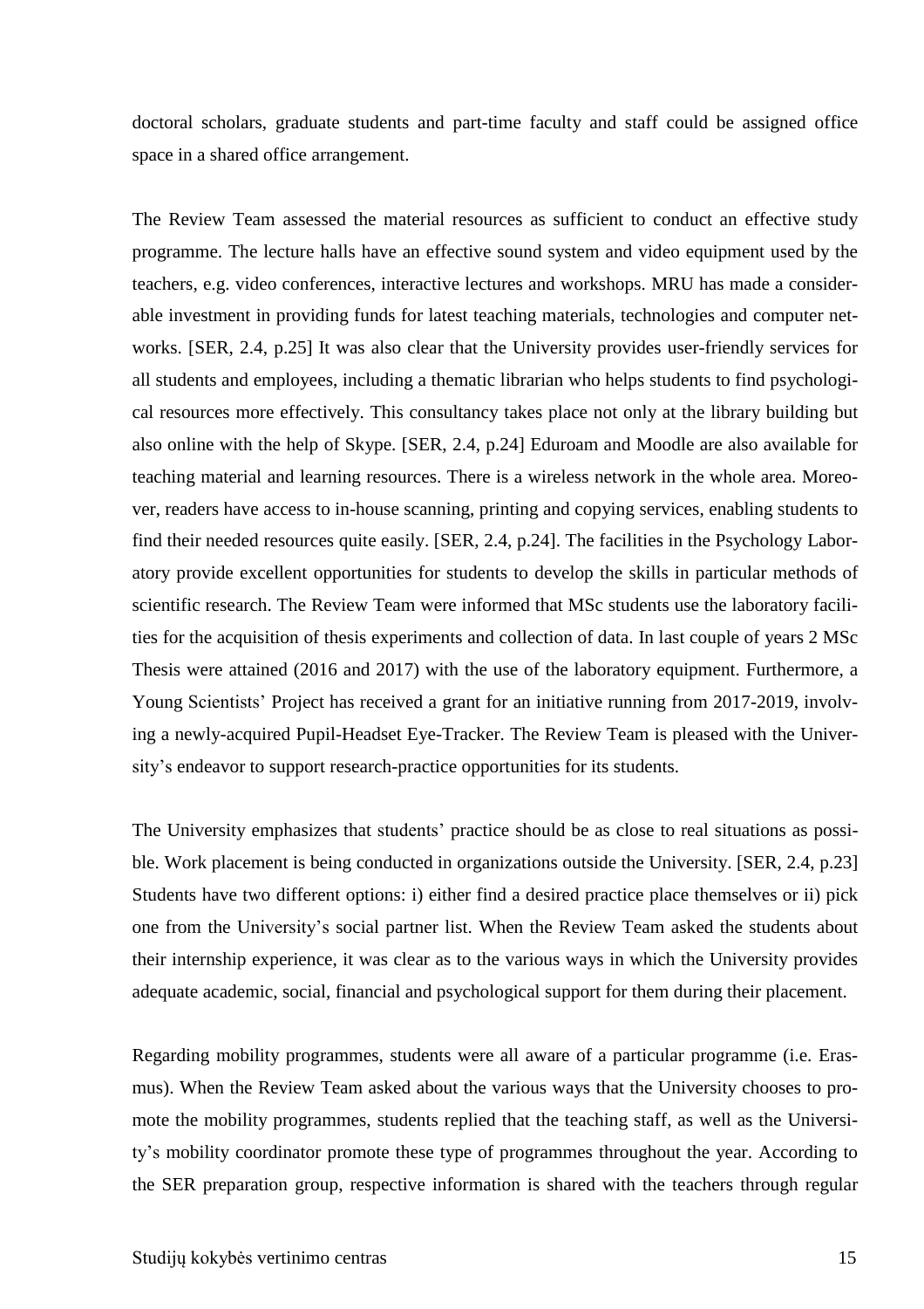doctoral scholars, graduate students and part-time faculty and staff could be assigned office space in a shared office arrangement.

The Review Team assessed the material resources as sufficient to conduct an effective study programme. The lecture halls have an effective sound system and video equipment used by the teachers, e.g. video conferences, interactive lectures and workshops. MRU has made a considerable investment in providing funds for latest teaching materials, technologies and computer networks. [SER, 2.4, p.25] It was also clear that the University provides user-friendly services for all students and employees, including a thematic librarian who helps students to find psychological resources more effectively. This consultancy takes place not only at the library building but also online with the help of Skype. [SER, 2.4, p.24] Eduroam and Moodle are also available for teaching material and learning resources. There is a wireless network in the whole area. Moreover, readers have access to in-house scanning, printing and copying services, enabling students to find their needed resources quite easily. [SER, 2.4, p.24]. The facilities in the Psychology Laboratory provide excellent opportunities for students to develop the skills in particular methods of scientific research. The Review Team were informed that MSc students use the laboratory facilities for the acquisition of thesis experiments and collection of data. In last couple of years 2 MSc Thesis were attained (2016 and 2017) with the use of the laboratory equipment. Furthermore, a Young Scientists' Project has received a grant for an initiative running from 2017-2019, involving a newly-acquired Pupil-Headset Eye-Tracker. The Review Team is pleased with the University's endeavor to support research-practice opportunities for its students.

The University emphasizes that students' practice should be as close to real situations as possible. Work placement is being conducted in organizations outside the University. [SER, 2.4, p.23] Students have two different options: i) either find a desired practice place themselves or ii) pick one from the University's social partner list. When the Review Team asked the students about their internship experience, it was clear as to the various ways in which the University provides adequate academic, social, financial and psychological support for them during their placement.

Regarding mobility programmes, students were all aware of a particular programme (i.e. Erasmus). When the Review Team asked about the various ways that the University chooses to promote the mobility programmes, students replied that the teaching staff, as well as the University's mobility coordinator promote these type of programmes throughout the year. According to the SER preparation group, respective information is shared with the teachers through regular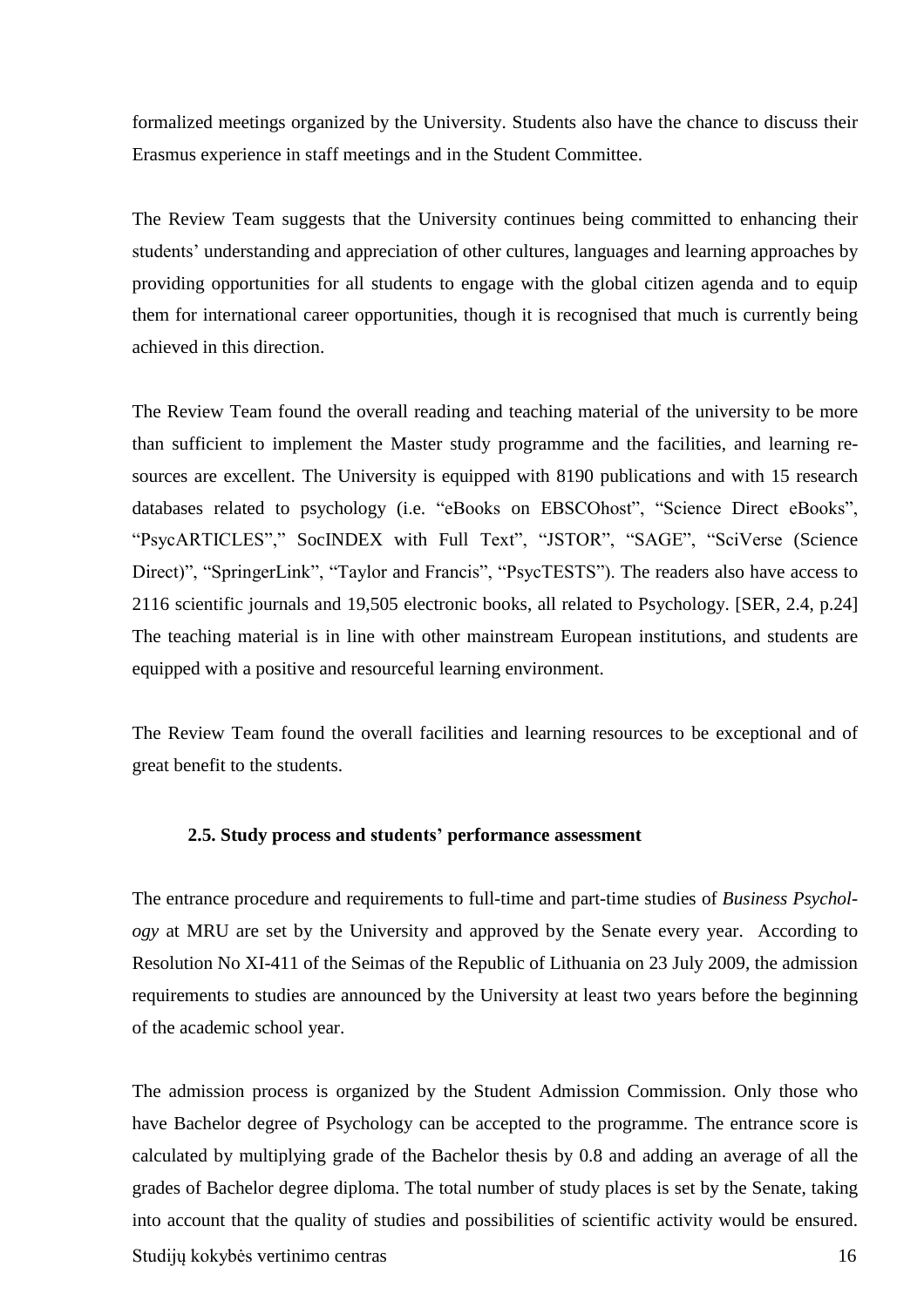formalized meetings organized by the University. Students also have the chance to discuss their Erasmus experience in staff meetings and in the Student Committee.

The Review Team suggests that the University continues being committed to enhancing their students' understanding and appreciation of other cultures, languages and learning approaches by providing opportunities for all students to engage with the global citizen agenda and to equip them for international career opportunities, though it is recognised that much is currently being achieved in this direction.

The Review Team found the overall reading and teaching material of the university to be more than sufficient to implement the Master study programme and the facilities, and learning resources are excellent. The University is equipped with 8190 publications and with 15 research databases related to psychology (i.e. "eBooks on EBSCOhost", "Science Direct eBooks", "PsycARTICLES"," SocINDEX with Full Text", "JSTOR", "SAGE", "SciVerse (Science Direct)", "SpringerLink", "Taylor and Francis", "PsycTESTS"). The readers also have access to 2116 scientific journals and 19,505 electronic books, all related to Psychology. [SER, 2.4, p.24] The teaching material is in line with other mainstream European institutions, and students are equipped with a positive and resourceful learning environment.

The Review Team found the overall facilities and learning resources to be exceptional and of great benefit to the students.

### 2.5. Study process and students' performance assessment

The entrance procedure and requirements to full-time and part-time studies of *Business Psychology* at MRU are set by the University and approved by the Senate every year. According to Resolution No XI-411 of the Seimas of the Republic of Lithuania on 23 July 2009, the admission requirements to studies are announced by the University at least two years before the beginning of the academic school year.

The admission process is organized by the Student Admission Commission. Only those who have Bachelor degree of Psychology can be accepted to the programme. The entrance score is calculated by multiplying grade of the Bachelor thesis by 0.8 and adding an average of all the grades of Bachelor degree diploma. The total number of study places is set by the Senate, taking into account that the quality of studies and possibilities of scientific activity would be ensured.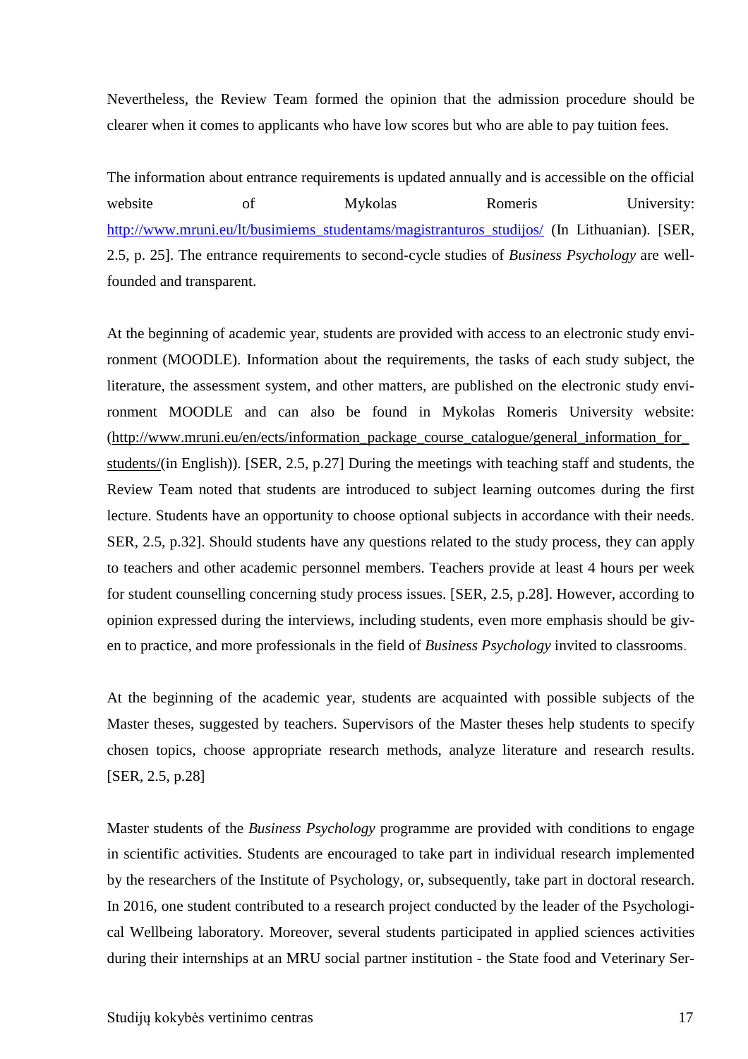Nevertheless, the Review Team formed the opinion that the admission procedure should be clearer when it comes to applicants who have low scores but who are able to pay tuition fees.

The information about entrance requirements is updated annually and is accessible on the official website of Mykolas Romeris University: http://www.mruni.eu/lt/busimiems_studentams/magistranturos_studijos/ (In Lithuanian). [SER, 2.5, p. 25]. The entrance requirements to second-cycle studies of *Business Psychology* are well-founded and transparent.

At the beginning of academic year, students are provided with access to an electronic study environment (MOODLE). Information about the requirements, the tasks of each study subject, the literature, the assessment system, and other matters, are published on the electronic study environment MOODLE and can also be found in Mykolas Romeris University website: (http://www.mruni.eu/en/ects/information_package_course_catalogue/general_information_for_students/(in English)). [SER, 2.5, p.27] During the meetings with teaching staff and students, the Review Team noted that students are introduced to subject learning outcomes during the first lecture. Students have an opportunity to choose optional subjects in accordance with their needs. SER, 2.5, p.32]. Should students have any questions related to the study process, they can apply to teachers and other academic personnel members. Teachers provide at least 4 hours per week for student counselling concerning study process issues. [SER, 2.5, p.28]. However, according to opinion expressed during the interviews, including students, even more emphasis should be given to practice, and more professionals in the field of *Business Psychology* invited to classrooms.

At the beginning of the academic year, students are acquainted with possible subjects of the Master theses, suggested by teachers. Supervisors of the Master theses help students to specify chosen topics, choose appropriate research methods, analyze literature and research results. [SER, 2.5, p.28]

Master students of the *Business Psychology* programme are provided with conditions to engage in scientific activities. Students are encouraged to take part in individual research implemented by the researchers of the Institute of Psychology, or, subsequently, take part in doctoral research. In 2016, one student contributed to a research project conducted by the leader of the Psychological Wellbeing laboratory. Moreover, several students participated in applied sciences activities during their internships at an MRU social partner institution - the State food and Veterinary Ser-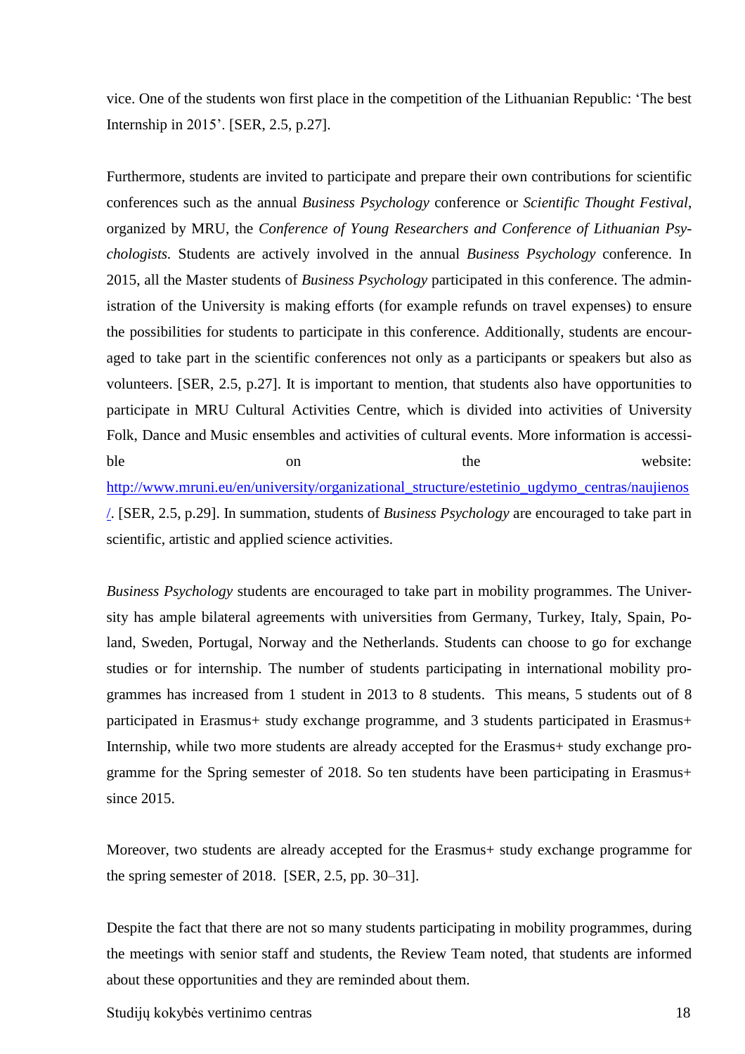vice. One of the students won first place in the competition of the Lithuanian Republic: 'The best Internship in 2015'. [SER, 2.5, p.27].

Furthermore, students are invited to participate and prepare their own contributions for scientific conferences such as the annual *Business Psychology* conference or *Scientific Thought Festival*, organized by MRU, the *Conference of Young Researchers and Conference of Lithuanian Psychologists.* Students are actively involved in the annual *Business Psychology* conference. In 2015, all the Master students of *Business Psychology* participated in this conference. The administration of the University is making efforts (for example refunds on travel expenses) to ensure the possibilities for students to participate in this conference. Additionally, students are encouraged to take part in the scientific conferences not only as a participants or speakers but also as volunteers. [SER, 2.5, p.27]. It is important to mention, that students also have opportunities to participate in MRU Cultural Activities Centre, which is divided into activities of University Folk, Dance and Music ensembles and activities of cultural events. More information is accessible on the website: http://www.mruni.eu/en/university/organizational_structure/estetinio_ugdymo_centras/naujienos/. [SER, 2.5, p.29]. In summation, students of *Business Psychology* are encouraged to take part in scientific, artistic and applied science activities.

*Business Psychology* students are encouraged to take part in mobility programmes. The University has ample bilateral agreements with universities from Germany, Turkey, Italy, Spain, Poland, Sweden, Portugal, Norway and the Netherlands. Students can choose to go for exchange studies or for internship. The number of students participating in international mobility programmes has increased from 1 student in 2013 to 8 students. This means, 5 students out of 8 participated in Erasmus+ study exchange programme, and 3 students participated in Erasmus+ Internship, while two more students are already accepted for the Erasmus+ study exchange programme for the Spring semester of 2018. So ten students have been participating in Erasmus+ since 2015.

Moreover, two students are already accepted for the Erasmus+ study exchange programme for the spring semester of 2018. [SER, 2.5, pp. 30–31].

Despite the fact that there are not so many students participating in mobility programmes, during the meetings with senior staff and students, the Review Team noted, that students are informed about these opportunities and they are reminded about them.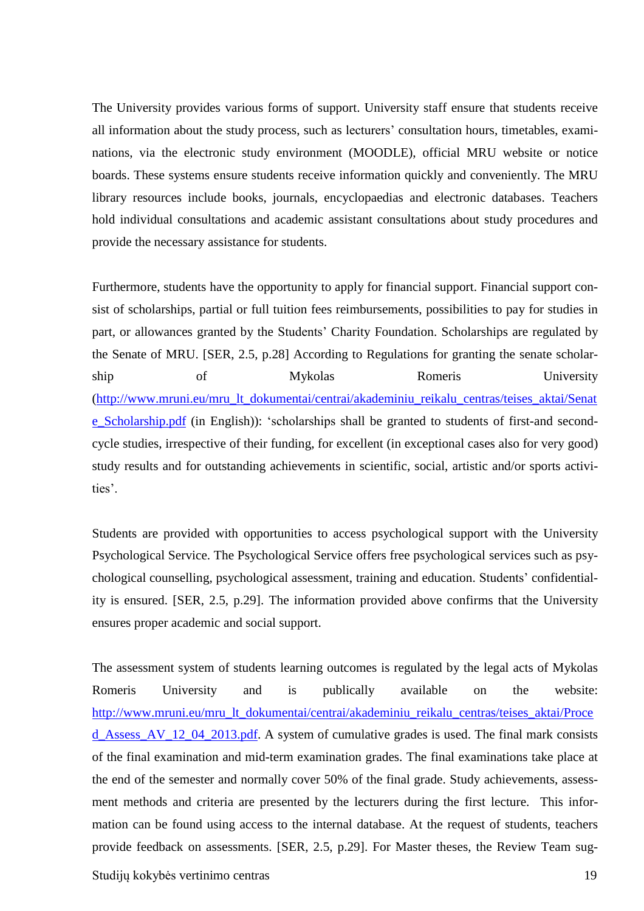The University provides various forms of support. University staff ensure that students receive all information about the study process, such as lecturers' consultation hours, timetables, examinations, via the electronic study environment (MOODLE), official MRU website or notice boards. These systems ensure students receive information quickly and conveniently. The MRU library resources include books, journals, encyclopaedias and electronic databases. Teachers hold individual consultations and academic assistant consultations about study procedures and provide the necessary assistance for students.

Furthermore, students have the opportunity to apply for financial support. Financial support consist of scholarships, partial or full tuition fees reimbursements, possibilities to pay for studies in part, or allowances granted by the Students' Charity Foundation. Scholarships are regulated by the Senate of MRU. [SER, 2.5, p.28] According to Regulations for granting the senate scholarship of Mykolas Romeris University (http://www.mruni.eu/mru_lt_dokumentai/centrai/akademiniu_reikalu_centras/teises_aktai/Senate_Scholarship.pdf (in English)): 'scholarships shall be granted to students of first-and second-cycle studies, irrespective of their funding, for excellent (in exceptional cases also for very good) study results and for outstanding achievements in scientific, social, artistic and/or sports activities'.

Students are provided with opportunities to access psychological support with the University Psychological Service. The Psychological Service offers free psychological services such as psychological counselling, psychological assessment, training and education. Students' confidentiality is ensured. [SER, 2.5, p.29]. The information provided above confirms that the University ensures proper academic and social support.

The assessment system of students learning outcomes is regulated by the legal acts of Mykolas Romeris University and is publically available on the website: http://www.mruni.eu/mru_lt_dokumentai/centrai/akademiniu_reikalu_centras/teises_aktai/Proced_Assess_AV_12_04_2013.pdf. A system of cumulative grades is used. The final mark consists of the final examination and mid-term examination grades. The final examinations take place at the end of the semester and normally cover 50% of the final grade. Study achievements, assessment methods and criteria are presented by the lecturers during the first lecture. This information can be found using access to the internal database. At the request of students, teachers provide feedback on assessments. [SER, 2.5, p.29]. For Master theses, the Review Team sug-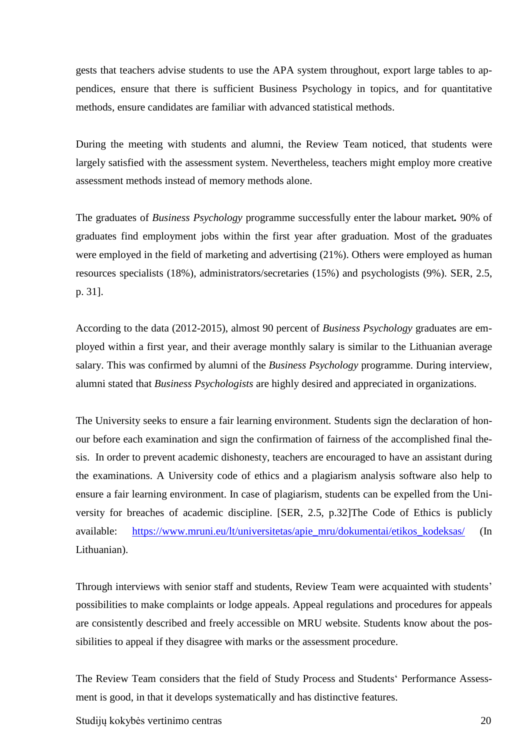gests that teachers advise students to use the APA system throughout, export large tables to appendices, ensure that there is sufficient Business Psychology in topics, and for quantitative methods, ensure candidates are familiar with advanced statistical methods.

During the meeting with students and alumni, the Review Team noticed, that students were largely satisfied with the assessment system. Nevertheless, teachers might employ more creative assessment methods instead of memory methods alone.

The graduates of *Business Psychology* programme successfully enter the labour market**.** 90% of graduates find employment jobs within the first year after graduation. Most of the graduates were employed in the field of marketing and advertising (21%). Others were employed as human resources specialists (18%), administrators/secretaries (15%) and psychologists (9%). SER, 2.5, p. 31].

According to the data (2012-2015), almost 90 percent of *Business Psychology* graduates are employed within a first year, and their average monthly salary is similar to the Lithuanian average salary. This was confirmed by alumni of the *Business Psychology* programme. During interview, alumni stated that *Business Psychologists* are highly desired and appreciated in organizations.

The University seeks to ensure a fair learning environment. Students sign the declaration of honour before each examination and sign the confirmation of fairness of the accomplished final thesis. In order to prevent academic dishonesty, teachers are encouraged to have an assistant during the examinations. A University code of ethics and a plagiarism analysis software also help to ensure a fair learning environment. In case of plagiarism, students can be expelled from the University for breaches of academic discipline. [SER, 2.5, p.32]The Code of Ethics is publicly available: https://www.mruni.eu/lt/universitetas/apie_mru/dokumentai/etikos_kodeksas/ (In Lithuanian).

Through interviews with senior staff and students, Review Team were acquainted with students' possibilities to make complaints or lodge appeals. Appeal regulations and procedures for appeals are consistently described and freely accessible on MRU website. Students know about the possibilities to appeal if they disagree with marks or the assessment procedure.

The Review Team considers that the field of Study Process and Students‘ Performance Assessment is good, in that it develops systematically and has distinctive features.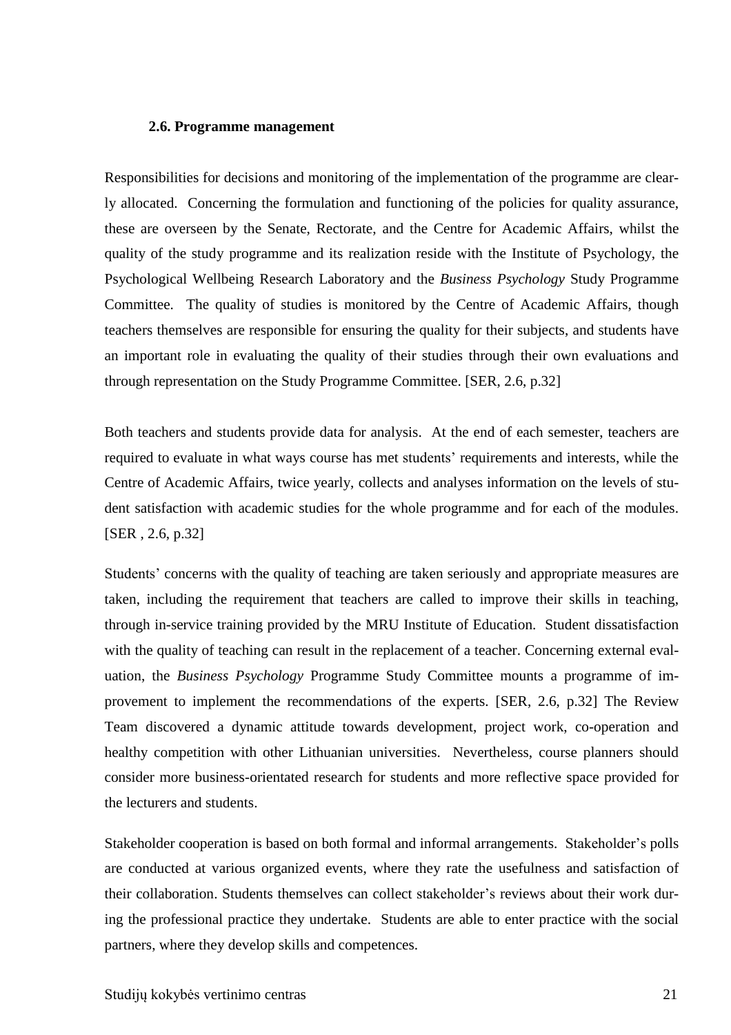### 2.6. Programme management

Responsibilities for decisions and monitoring of the implementation of the programme are clearly allocated. Concerning the formulation and functioning of the policies for quality assurance, these are overseen by the Senate, Rectorate, and the Centre for Academic Affairs, whilst the quality of the study programme and its realization reside with the Institute of Psychology, the Psychological Wellbeing Research Laboratory and the *Business Psychology* Study Programme Committee. The quality of studies is monitored by the Centre of Academic Affairs, though teachers themselves are responsible for ensuring the quality for their subjects, and students have an important role in evaluating the quality of their studies through their own evaluations and through representation on the Study Programme Committee. [SER, 2.6, p.32]

Both teachers and students provide data for analysis. At the end of each semester, teachers are required to evaluate in what ways course has met students' requirements and interests, while the Centre of Academic Affairs, twice yearly, collects and analyses information on the levels of student satisfaction with academic studies for the whole programme and for each of the modules. [SER , 2.6, p.32]

Students' concerns with the quality of teaching are taken seriously and appropriate measures are taken, including the requirement that teachers are called to improve their skills in teaching, through in-service training provided by the MRU Institute of Education. Student dissatisfaction with the quality of teaching can result in the replacement of a teacher. Concerning external evaluation, the *Business Psychology* Programme Study Committee mounts a programme of improvement to implement the recommendations of the experts. [SER, 2.6, p.32] The Review Team discovered a dynamic attitude towards development, project work, co-operation and healthy competition with other Lithuanian universities. Nevertheless, course planners should consider more business-orientated research for students and more reflective space provided for the lecturers and students.

Stakeholder cooperation is based on both formal and informal arrangements. Stakeholder's polls are conducted at various organized events, where they rate the usefulness and satisfaction of their collaboration. Students themselves can collect stakeholder's reviews about their work during the professional practice they undertake. Students are able to enter practice with the social partners, where they develop skills and competences.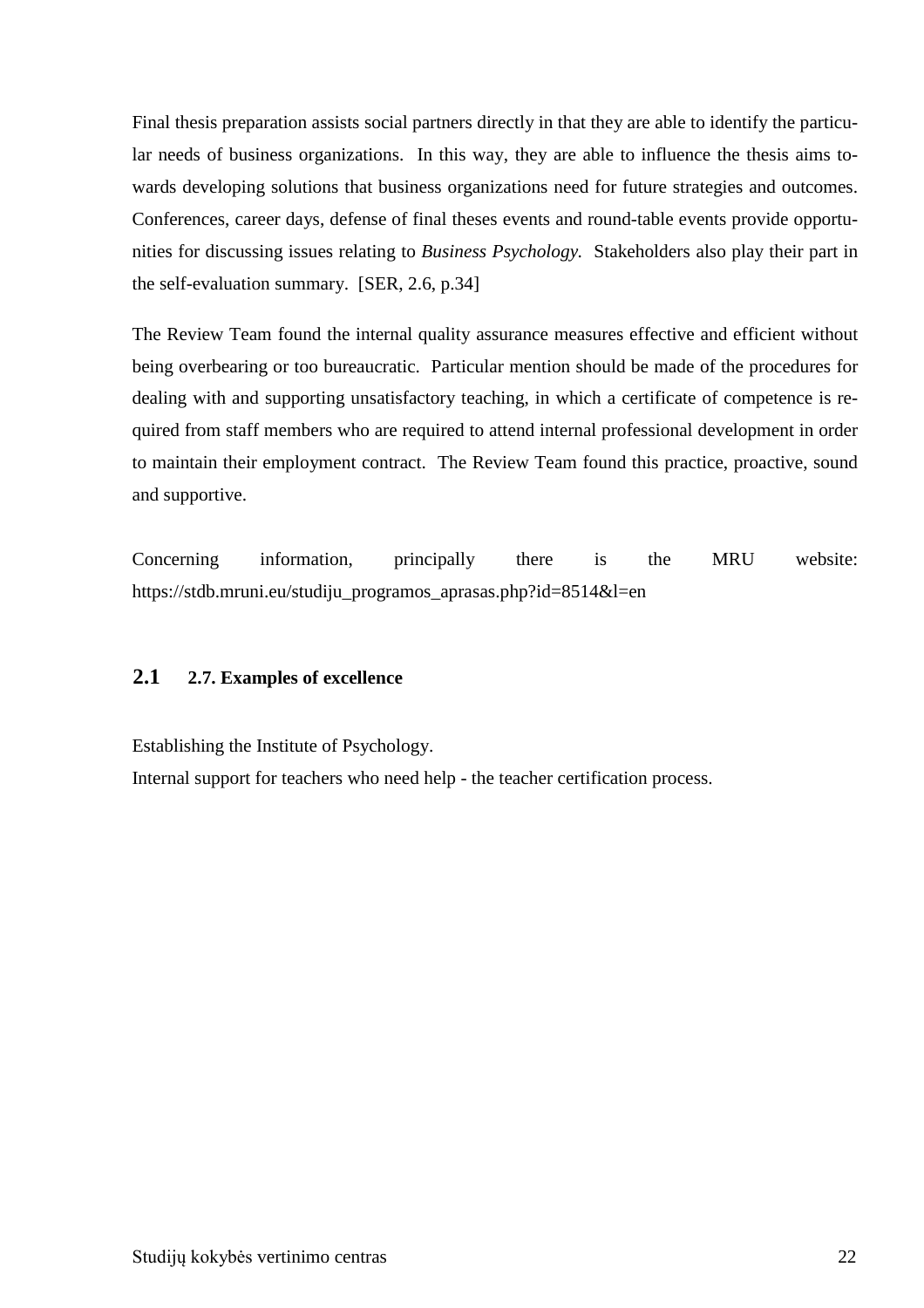Final thesis preparation assists social partners directly in that they are able to identify the particular needs of business organizations. In this way, they are able to influence the thesis aims towards developing solutions that business organizations need for future strategies and outcomes. Conferences, career days, defense of final theses events and round-table events provide opportunities for discussing issues relating to *Business Psychology.* Stakeholders also play their part in the self-evaluation summary. [SER, 2.6, p.34]

The Review Team found the internal quality assurance measures effective and efficient without being overbearing or too bureaucratic. Particular mention should be made of the procedures for dealing with and supporting unsatisfactory teaching, in which a certificate of competence is required from staff members who are required to attend internal professional development in order to maintain their employment contract. The Review Team found this practice, proactive, sound and supportive.

Concerning information, principally there is the MRU website: https://stdb.mruni.eu/studiju_programos_aprasas.php?id=8514&l=en

## 2.1 2.7. Examples of excellence

Establishing the Institute of Psychology.
Internal support for teachers who need help - the teacher certification process.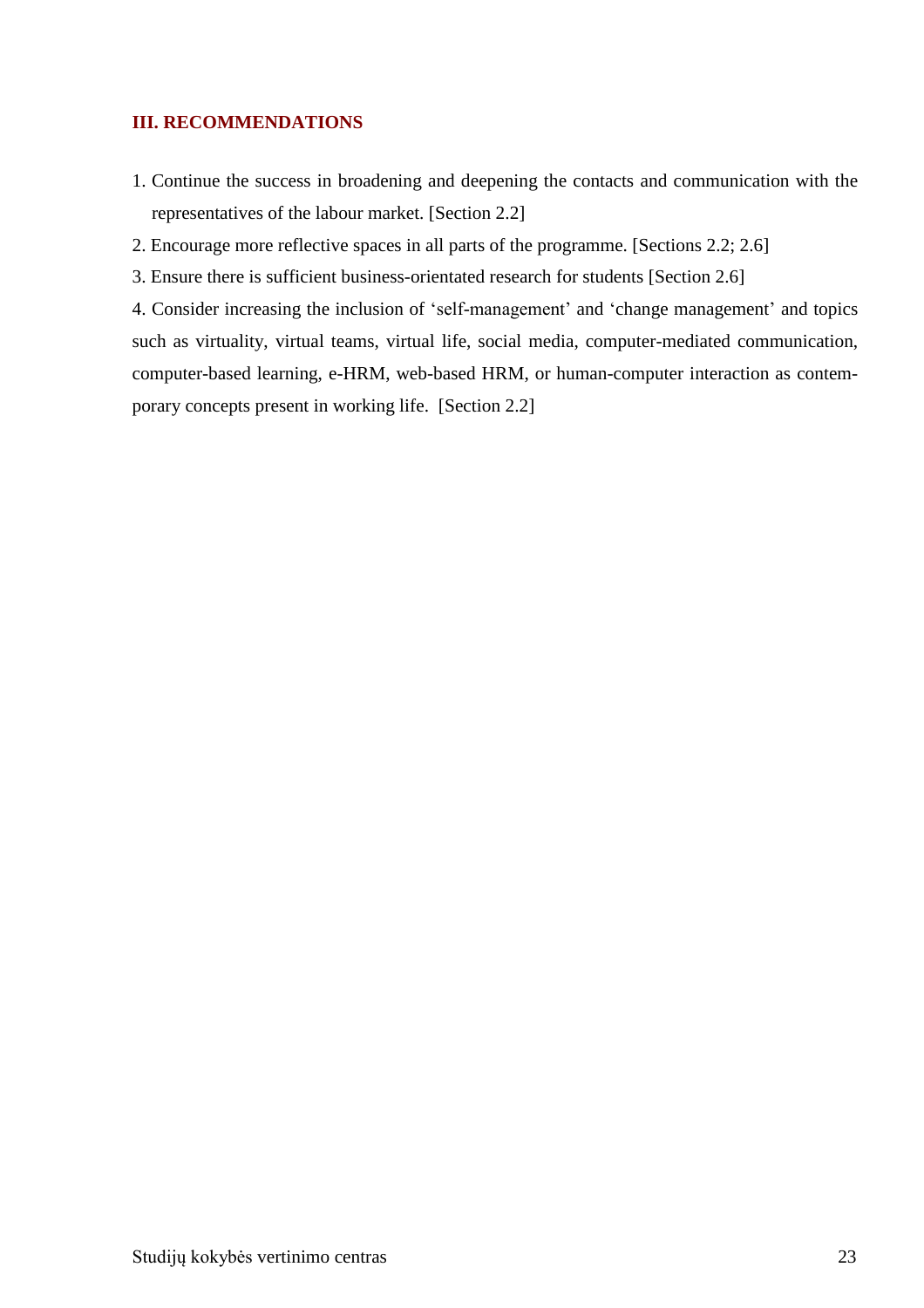## III. RECOMMENDATIONS

1. Continue the success in broadening and deepening the contacts and communication with the representatives of the labour market. [Section 2.2]
2. Encourage more reflective spaces in all parts of the programme. [Sections 2.2; 2.6]
3. Ensure there is sufficient business-orientated research for students [Section 2.6]
4. Consider increasing the inclusion of 'self-management' and 'change management' and topics such as virtuality, virtual teams, virtual life, social media, computer-mediated communication, computer-based learning, e-HRM, web-based HRM, or human-computer interaction as contemporary concepts present in working life. [Section 2.2]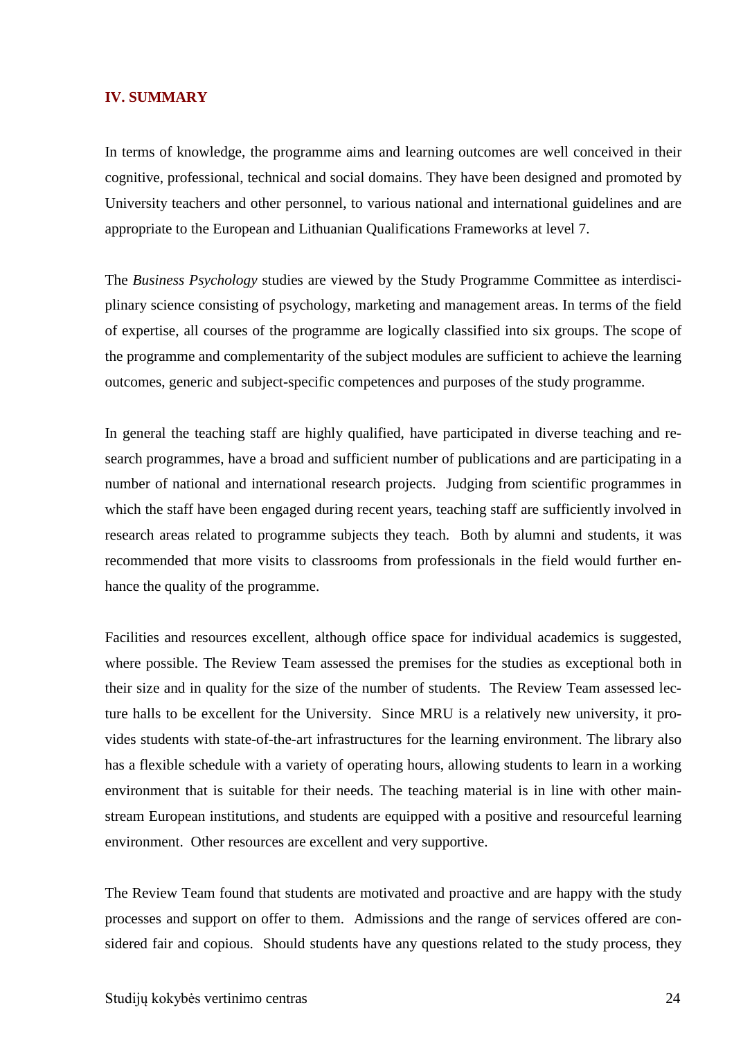## IV. SUMMARY

In terms of knowledge, the programme aims and learning outcomes are well conceived in their cognitive, professional, technical and social domains. They have been designed and promoted by University teachers and other personnel, to various national and international guidelines and are appropriate to the European and Lithuanian Qualifications Frameworks at level 7.

The *Business Psychology* studies are viewed by the Study Programme Committee as interdisciplinary science consisting of psychology, marketing and management areas. In terms of the field of expertise, all courses of the programme are logically classified into six groups. The scope of the programme and complementarity of the subject modules are sufficient to achieve the learning outcomes, generic and subject-specific competences and purposes of the study programme.

In general the teaching staff are highly qualified, have participated in diverse teaching and research programmes, have a broad and sufficient number of publications and are participating in a number of national and international research projects. Judging from scientific programmes in which the staff have been engaged during recent years, teaching staff are sufficiently involved in research areas related to programme subjects they teach. Both by alumni and students, it was recommended that more visits to classrooms from professionals in the field would further enhance the quality of the programme.

Facilities and resources excellent, although office space for individual academics is suggested, where possible. The Review Team assessed the premises for the studies as exceptional both in their size and in quality for the size of the number of students. The Review Team assessed lecture halls to be excellent for the University. Since MRU is a relatively new university, it provides students with state-of-the-art infrastructures for the learning environment. The library also has a flexible schedule with a variety of operating hours, allowing students to learn in a working environment that is suitable for their needs. The teaching material is in line with other mainstream European institutions, and students are equipped with a positive and resourceful learning environment. Other resources are excellent and very supportive.

The Review Team found that students are motivated and proactive and are happy with the study processes and support on offer to them. Admissions and the range of services offered are considered fair and copious. Should students have any questions related to the study process, they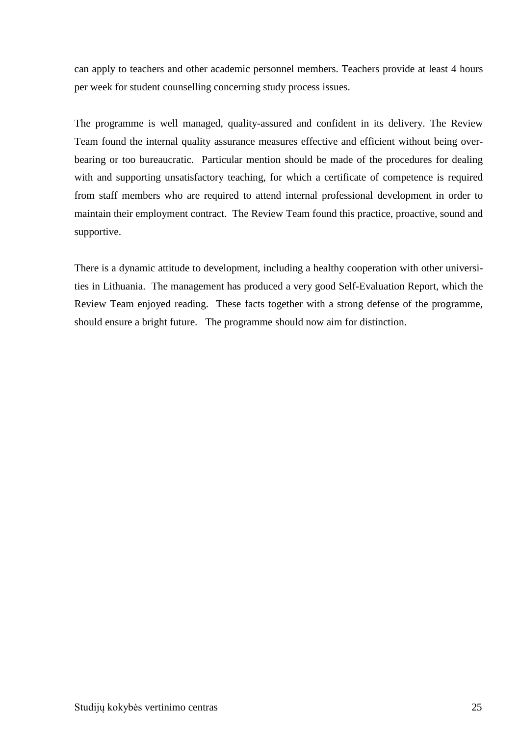can apply to teachers and other academic personnel members. Teachers provide at least 4 hours per week for student counselling concerning study process issues.

The programme is well managed, quality-assured and confident in its delivery. The Review Team found the internal quality assurance measures effective and efficient without being over-bearing or too bureaucratic. Particular mention should be made of the procedures for dealing with and supporting unsatisfactory teaching, for which a certificate of competence is required from staff members who are required to attend internal professional development in order to maintain their employment contract. The Review Team found this practice, proactive, sound and supportive.

There is a dynamic attitude to development, including a healthy cooperation with other universities in Lithuania. The management has produced a very good Self-Evaluation Report, which the Review Team enjoyed reading. These facts together with a strong defense of the programme, should ensure a bright future. The programme should now aim for distinction.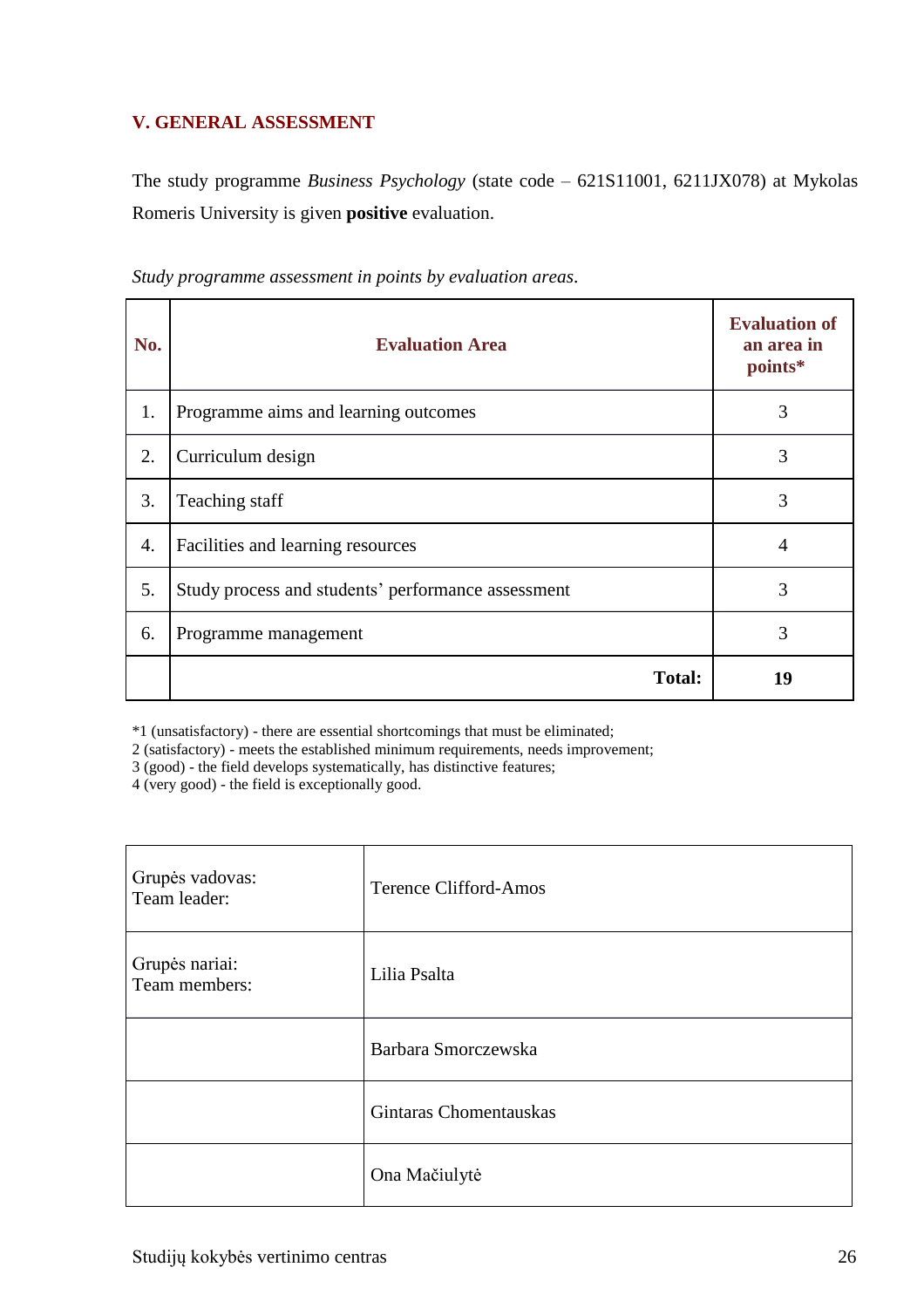## V. GENERAL ASSESSMENT

The study programme *Business Psychology* (state code – 621S11001, 6211JX078) at Mykolas Romeris University is given **positive** evaluation.

*Study programme assessment in points by evaluation areas*.

| No. | Evaluation Area | Evaluation of an area in points* |
|---|---|---|
| 1. | Programme aims and learning outcomes | 3 |
| 2. | Curriculum design | 3 |
| 3. | Teaching staff | 3 |
| 4. | Facilities and learning resources | 4 |
| 5. | Study process and students' performance assessment | 3 |
| 6. | Programme management | 3 |
| | **Total:** | **19** |

*1 (unsatisfactory) - there are essential shortcomings that must be eliminated;
2 (satisfactory) - meets the established minimum requirements, needs improvement;
3 (good) - the field develops systematically, has distinctive features;
4 (very good) - the field is exceptionally good.

| | |
|---|---|
| Grupės vadovas:<br>Team leader: | Terence Clifford-Amos |
| Grupės nariai:<br>Team members: | Lilia Psalta |
| | Barbara Smorczewska |
| | Gintaras Chomentauskas |
| | Ona Mačiulytė |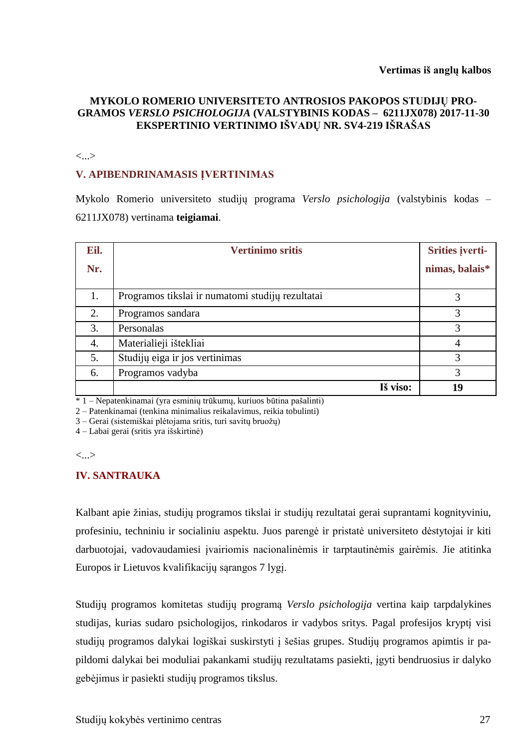**Vertimas iš anglų kalbos**

**MYKOLO ROMERIO UNIVERSITETO ANTROSIOS PAKOPOS STUDIJŲ PROGRAMOS *VERSLO PSICHOLOGIJA* (VALSTYBINIS KODAS – 6211JX078) 2017-11-30 EKSPERTINIO VERTINIMO IŠVADŲ NR. SV4-219 IŠRAŠAS**

<...>

## V. APIBENDRINAMASIS ĮVERTINIMAS

Mykolo Romerio universiteto studijų programa *Verslo psichologija* (valstybinis kodas – 6211JX078) vertinama **teigiamai**.

| Eil. Nr. | Vertinimo sritis | Srities įvertinimas, balais* |
|---|---|---|
| 1. | Programos tikslai ir numatomi studijų rezultatai | 3 |
| 2. | Programos sandara | 3 |
| 3. | Personalas | 3 |
| 4. | Materialieji ištekliai | 4 |
| 5. | Studijų eiga ir jos vertinimas | 3 |
| 6. | Programos vadyba | 3 |
| | **Iš viso:** | **19** |

* 1 – Nepatenkinamai (yra esminių trūkumų, kuriuos būtina pašalinti)
2 – Patenkinamai (tenkina minimalius reikalavimus, reikia tobulinti)
3 – Gerai (sistemiškai plėtojama sritis, turi savitų bruožų)
4 – Labai gerai (sritis yra išskirtinė)

<...>

## IV. SANTRAUKA

Kalbant apie žinias, studijų programos tikslai ir studijų rezultatai gerai suprantami kognityviniu, profesiniu, techniniu ir socialiniu aspektu. Juos parengė ir pristatė universiteto dėstytojai ir kiti darbuotojai, vadovaudamiesi įvairiomis nacionalinėmis ir tarptautinėmis gairėmis. Jie atitinka Europos ir Lietuvos kvalifikacijų sąrangos 7 lygį.

Studijų programos komitetas studijų programą *Verslo psichologija* vertina kaip tarpdalykines studijas, kurias sudaro psichologijos, rinkodaros ir vadybos sritys. Pagal profesijos kryptį visi studijų programos dalykai logiškai suskirstyti į šešias grupes. Studijų programos apimtis ir papildomi dalykai bei moduliai pakankami studijų rezultatams pasiekti, įgyti bendruosius ir dalyko gebėjimus ir pasiekti studijų programos tikslus.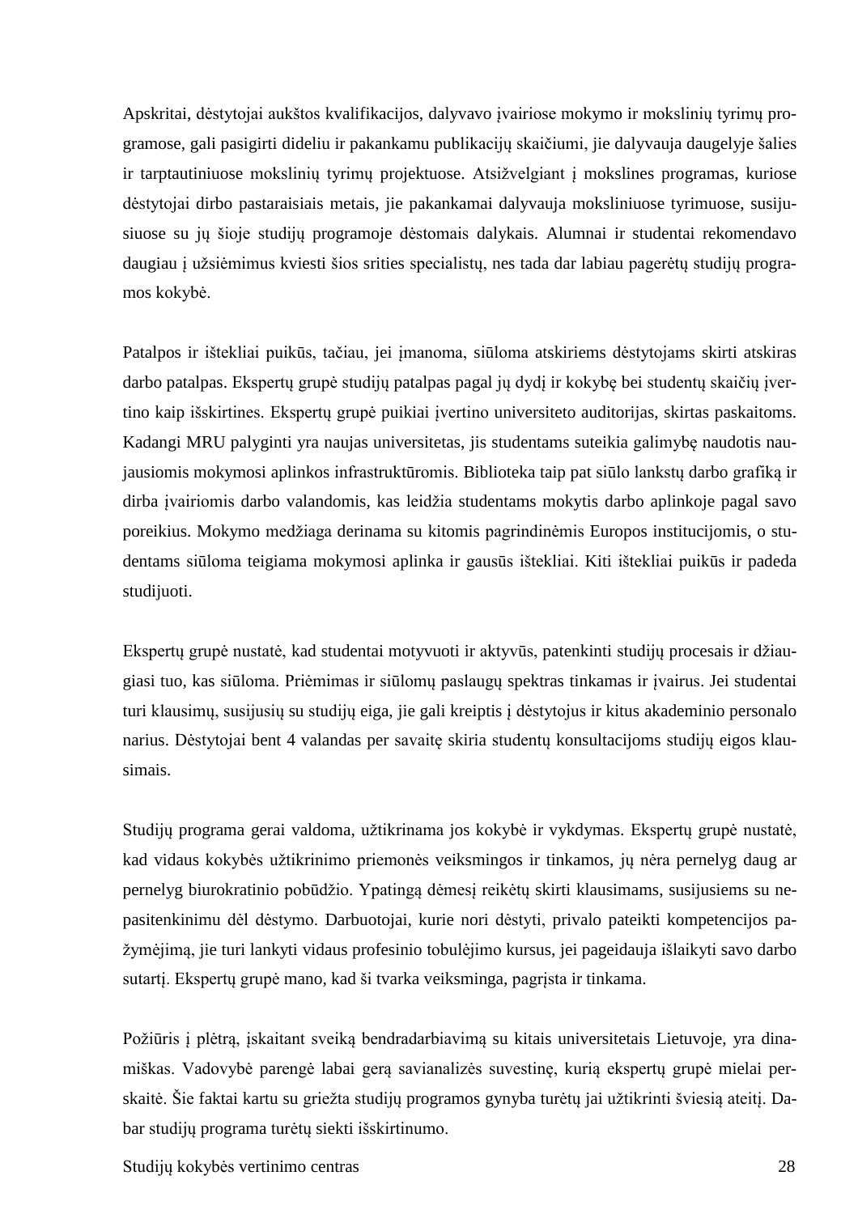Apskritai, dėstytojai aukštos kvalifikacijos, dalyvavo įvairiose mokymo ir mokslinių tyrimų programose, gali pasigirti dideliu ir pakankamu publikacijų skaičiumi, jie dalyvauja daugelyje šalies ir tarptautiniuose mokslinių tyrimų projektuose. Atsižvelgiant į mokslines programas, kuriose dėstytojai dirbo pastaraisiais metais, jie pakankamai dalyvauja moksliniuose tyrimuose, susijusiuose su jų šioje studijų programoje dėstomais dalykais. Alumnai ir studentai rekomendavo daugiau į užsiėmimus kviesti šios srities specialistų, nes tada dar labiau pagerėtų studijų programos kokybė.

Patalpos ir ištekliai puikūs, tačiau, jei įmanoma, siūloma atskiriems dėstytojams skirti atskiras darbo patalpas. Ekspertų grupė studijų patalpas pagal jų dydį ir kokybę bei studentų skaičių įvertino kaip išskirtines. Ekspertų grupė puikiai įvertino universiteto auditorijas, skirtas paskaitoms. Kadangi MRU palyginti yra naujas universitetas, jis studentams suteikia galimybę naudotis naujausiomis mokymosi aplinkos infrastruktūromis. Biblioteka taip pat siūlo lankstų darbo grafiką ir dirba įvairiomis darbo valandomis, kas leidžia studentams mokytis darbo aplinkoje pagal savo poreikius. Mokymo medžiaga derinama su kitomis pagrindinėmis Europos institucijomis, o studentams siūloma teigiama mokymosi aplinka ir gausūs ištekliai. Kiti ištekliai puikūs ir padeda studijuoti.

Ekspertų grupė nustatė, kad studentai motyvuoti ir aktyvūs, patenkinti studijų procesais ir džiaugiasi tuo, kas siūloma. Priėmimas ir siūlomų paslaugų spektras tinkamas ir įvairus. Jei studentai turi klausimų, susijusių su studijų eiga, jie gali kreiptis į dėstytojus ir kitus akademinio personalo narius. Dėstytojai bent 4 valandas per savaitę skiria studentų konsultacijoms studijų eigos klausimais.

Studijų programa gerai valdoma, užtikrinama jos kokybė ir vykdymas. Ekspertų grupė nustatė, kad vidaus kokybės užtikrinimo priemonės veiksmingos ir tinkamos, jų nėra pernelyg daug ar pernelyg biurokratinio pobūdžio. Ypatingą dėmesį reikėtų skirti klausimams, susijusiems su nepasitenkinimu dėl dėstymo. Darbuotojai, kurie nori dėstyti, privalo pateikti kompetencijos pažymėjimą, jie turi lankyti vidaus profesinio tobulėjimo kursus, jei pageidauja išlaikyti savo darbo sutartį. Ekspertų grupė mano, kad ši tvarka veiksminga, pagrįsta ir tinkama.

Požiūris į plėtrą, įskaitant sveiką bendradarbiavimą su kitais universitetais Lietuvoje, yra dinamiškas. Vadovybė parengė labai gerą savianalizės suvestinę, kurią ekspertų grupė mielai perskaitė. Šie faktai kartu su griežta studijų programos gynyba turėtų jai užtikrinti šviesią ateitį. Dabar studijų programa turėtų siekti išskirtinumo.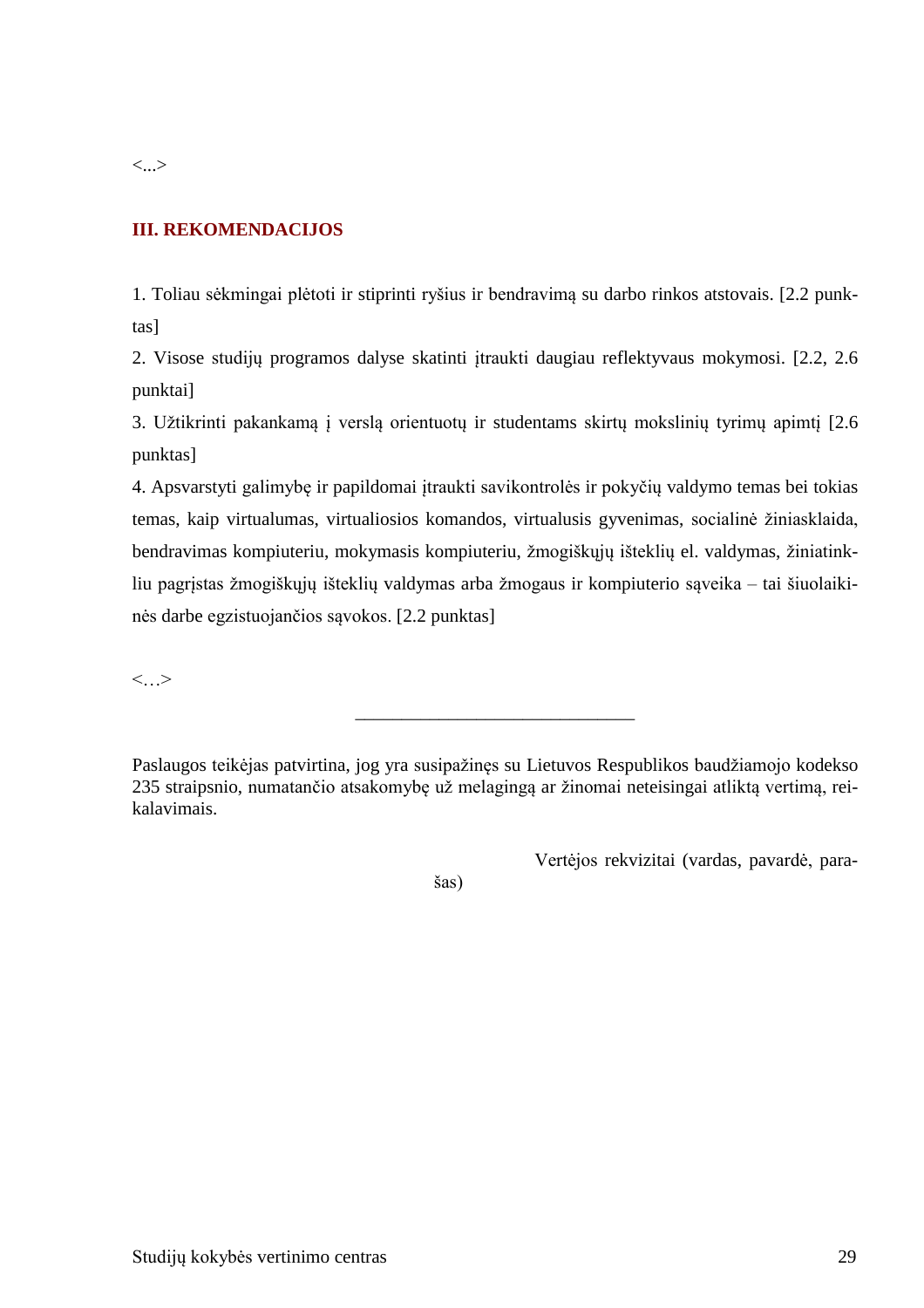<...>

## III. REKOMENDACIJOS

1. Toliau sėkmingai plėtoti ir stiprinti ryšius ir bendravimą su darbo rinkos atstovais. [2.2 punktas]
2. Visose studijų programos dalyse skatinti įtraukti daugiau reflektyvaus mokymosi. [2.2, 2.6 punktai]
3. Užtikrinti pakankamą į verslą orientuotų ir studentams skirtų mokslinių tyrimų apimtį [2.6 punktas]
4. Apsvarstyti galimybę ir papildomai įtraukti savikontrolės ir pokyčių valdymo temas bei tokias temas, kaip virtualumas, virtualiosios komandos, virtualusis gyvenimas, socialinė žiniasklaida, bendravimas kompiuteriu, mokymasis kompiuteriu, žmogiškųjų išteklių el. valdymas, žiniatinkliu pagrįstas žmogiškųjų išteklių valdymas arba žmogaus ir kompiuterio sąveika – tai šiuolaikinės darbe egzistuojančios sąvokos. [2.2 punktas]

<…>

______________________________

Paslaugos teikėjas patvirtina, jog yra susipažinęs su Lietuvos Respublikos baudžiamojo kodekso 235 straipsnio, numatančio atsakomybę už melagingą ar žinomai neteisingai atliktą vertimą, reikalavimais.

Vertėjos rekvizitai (vardas, pavardė, parašas)